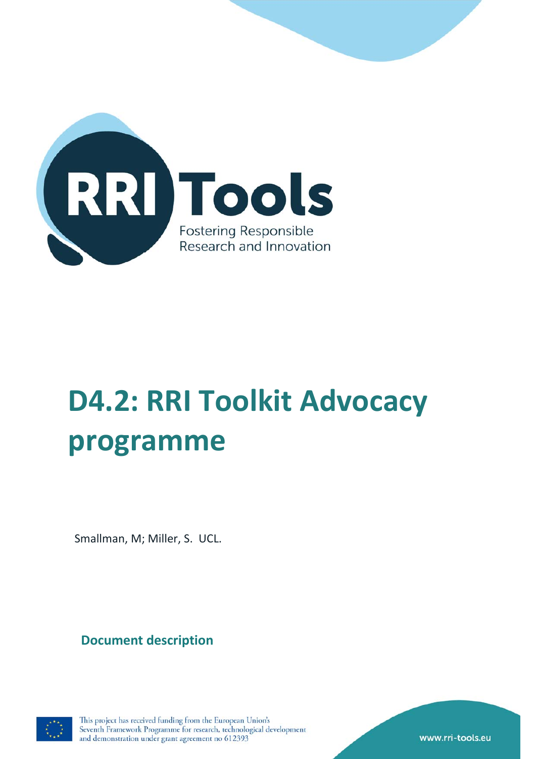RRI Tools

Fostering Responsible Research and Innovation

# D4.2: RRI Toolkit Advocacy programme

Smallman, M; Miller, S. UCL.

**Document description**

This project has received funding from the European Union's Seventh Framework Programme for research, technological development and demonstration under grant agreement no 612393

www.rri-tools.eu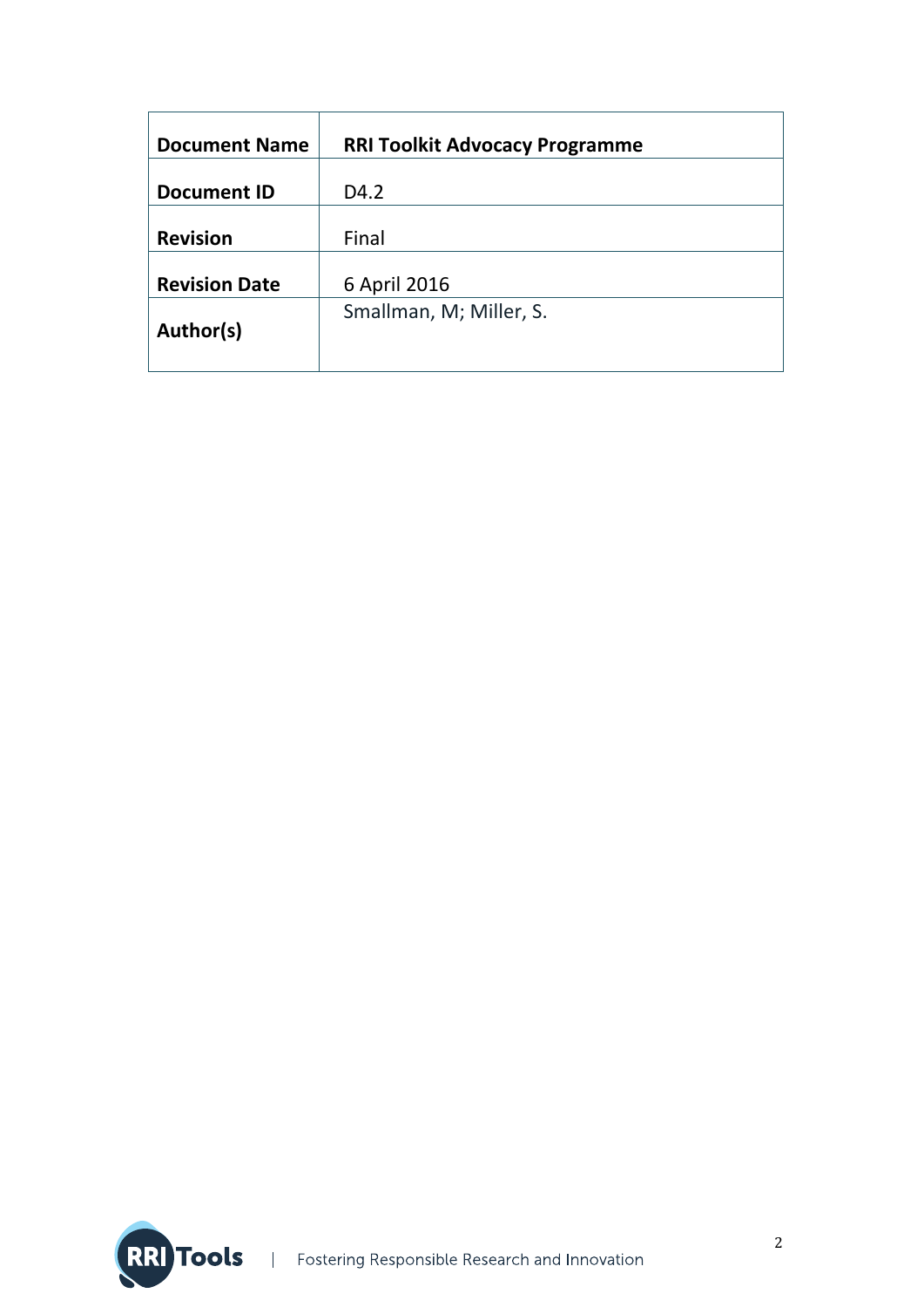| **Document Name** | **RRI Toolkit Advocacy Programme** |
|---|---|
| **Document ID** | D4.2 |
| **Revision** | Final |
| **Revision Date** | 6 April 2016 |
| **Author(s)** | Smallman, M; Miller, S. |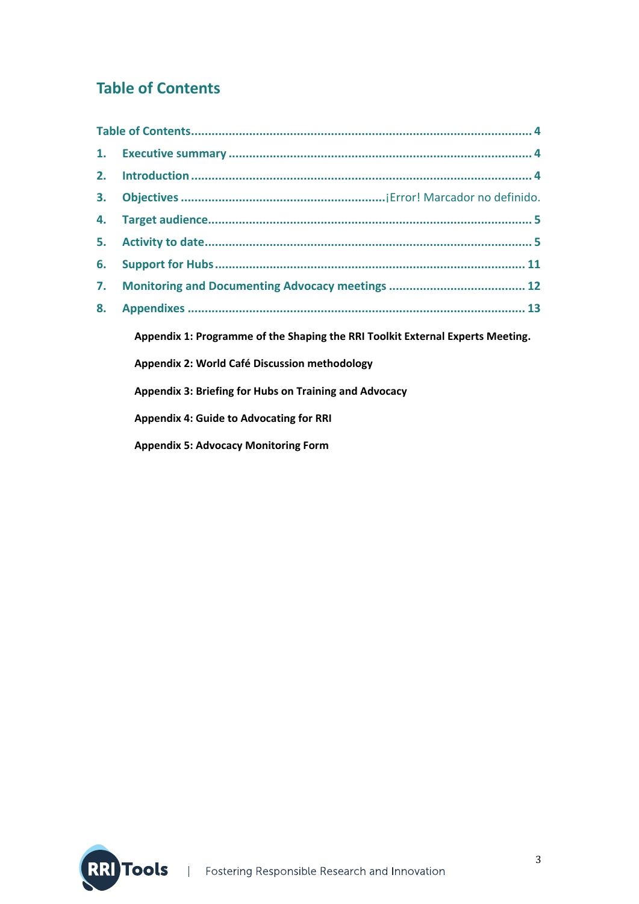# Table of Contents

Table of Contents .......................................................................................... 4

1. Executive summary .......................................................................................... 4
2. Introduction .......................................................................................... 4
3. Objectives ..........................................................................................¡Error! Marcador no definido.
4. Target audience .......................................................................................... 5
5. Activity to date .......................................................................................... 5
6. Support for Hubs .......................................................................................... 11
7. Monitoring and Documenting Advocacy meetings .......................................................................................... 12
8. Appendixes .......................................................................................... 13

**Appendix 1: Programme of the Shaping the RRI Toolkit External Experts Meeting.**

**Appendix 2: World Café Discussion methodology**

**Appendix 3: Briefing for Hubs on Training and Advocacy**

**Appendix 4: Guide to Advocating for RRI**

**Appendix 5: Advocacy Monitoring Form**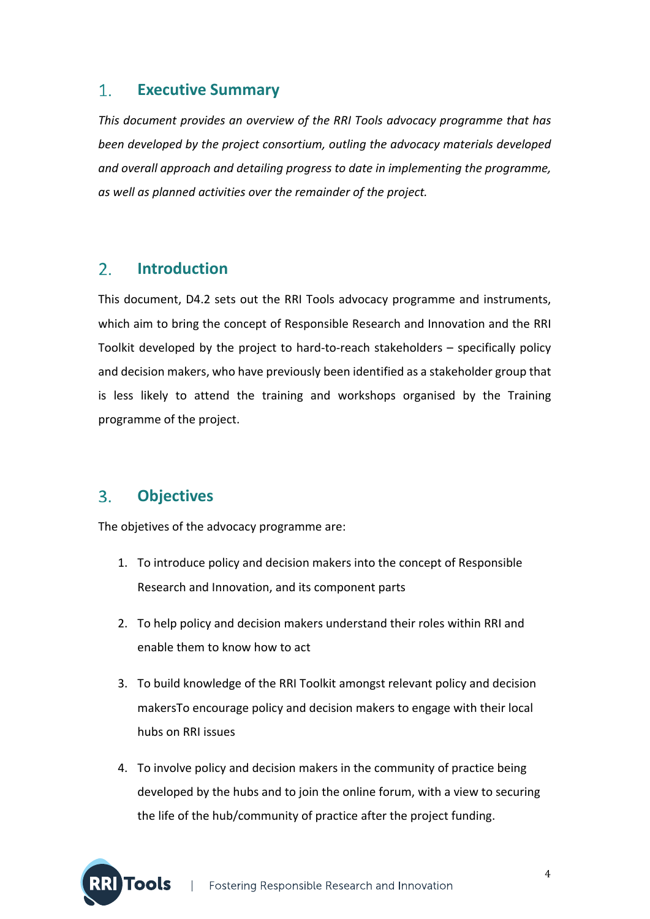## 1. Executive Summary

*This document provides an overview of the RRI Tools advocacy programme that has been developed by the project consortium, outling the advocacy materials developed and overall approach and detailing progress to date in implementing the programme, as well as planned activities over the remainder of the project.*

## 2. Introduction

This document, D4.2 sets out the RRI Tools advocacy programme and instruments, which aim to bring the concept of Responsible Research and Innovation and the RRI Toolkit developed by the project to hard-to-reach stakeholders – specifically policy and decision makers, who have previously been identified as a stakeholder group that is less likely to attend the training and workshops organised by the Training programme of the project.

## 3. Objectives

The objetives of the advocacy programme are:

1. To introduce policy and decision makers into the concept of Responsible Research and Innovation, and its component parts
2. To help policy and decision makers understand their roles within RRI and enable them to know how to act
3. To build knowledge of the RRI Toolkit amongst relevant policy and decision makersTo encourage policy and decision makers to engage with their local hubs on RRI issues
4. To involve policy and decision makers in the community of practice being developed by the hubs and to join the online forum, with a view to securing the life of the hub/community of practice after the project funding.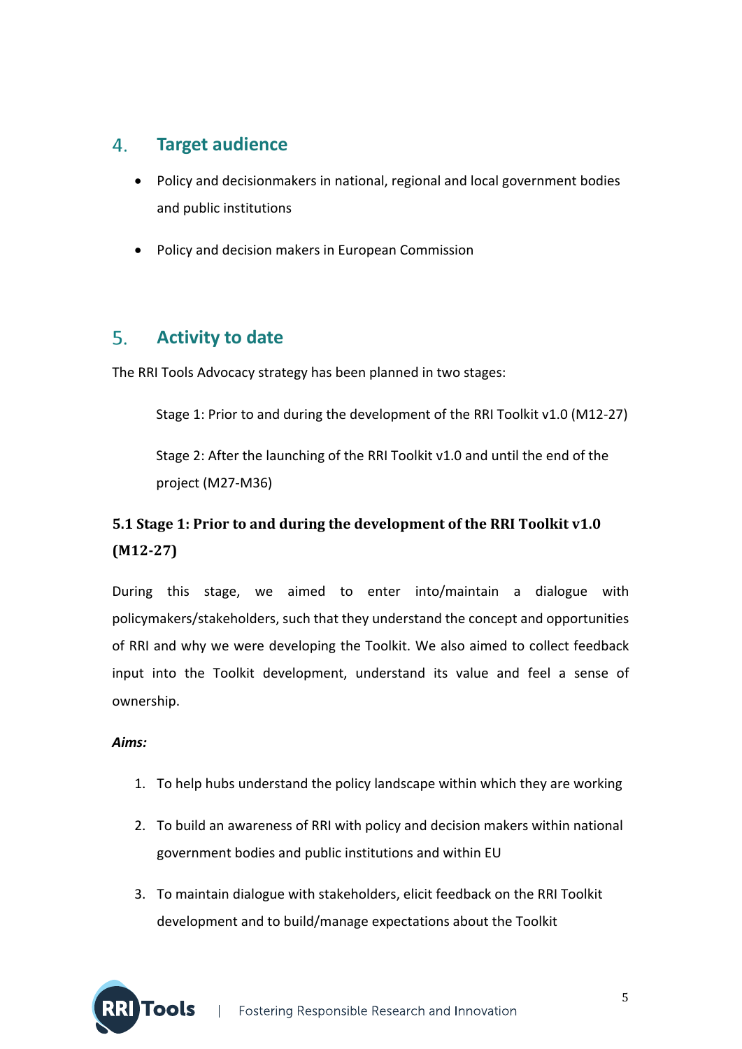## 4. Target audience

- Policy and decisionmakers in national, regional and local government bodies and public institutions
- Policy and decision makers in European Commission

## 5. Activity to date

The RRI Tools Advocacy strategy has been planned in two stages:

Stage 1: Prior to and during the development of the RRI Toolkit v1.0 (M12-27)

Stage 2: After the launching of the RRI Toolkit v1.0 and until the end of the project (M27-M36)

### 5.1 Stage 1: Prior to and during the development of the RRI Toolkit v1.0 (M12-27)

During this stage, we aimed to enter into/maintain a dialogue with policymakers/stakeholders, such that they understand the concept and opportunities of RRI and why we were developing the Toolkit. We also aimed to collect feedback input into the Toolkit development, understand its value and feel a sense of ownership.

***Aims:***

1. To help hubs understand the policy landscape within which they are working
2. To build an awareness of RRI with policy and decision makers within national government bodies and public institutions and within EU
3. To maintain dialogue with stakeholders, elicit feedback on the RRI Toolkit development and to build/manage expectations about the Toolkit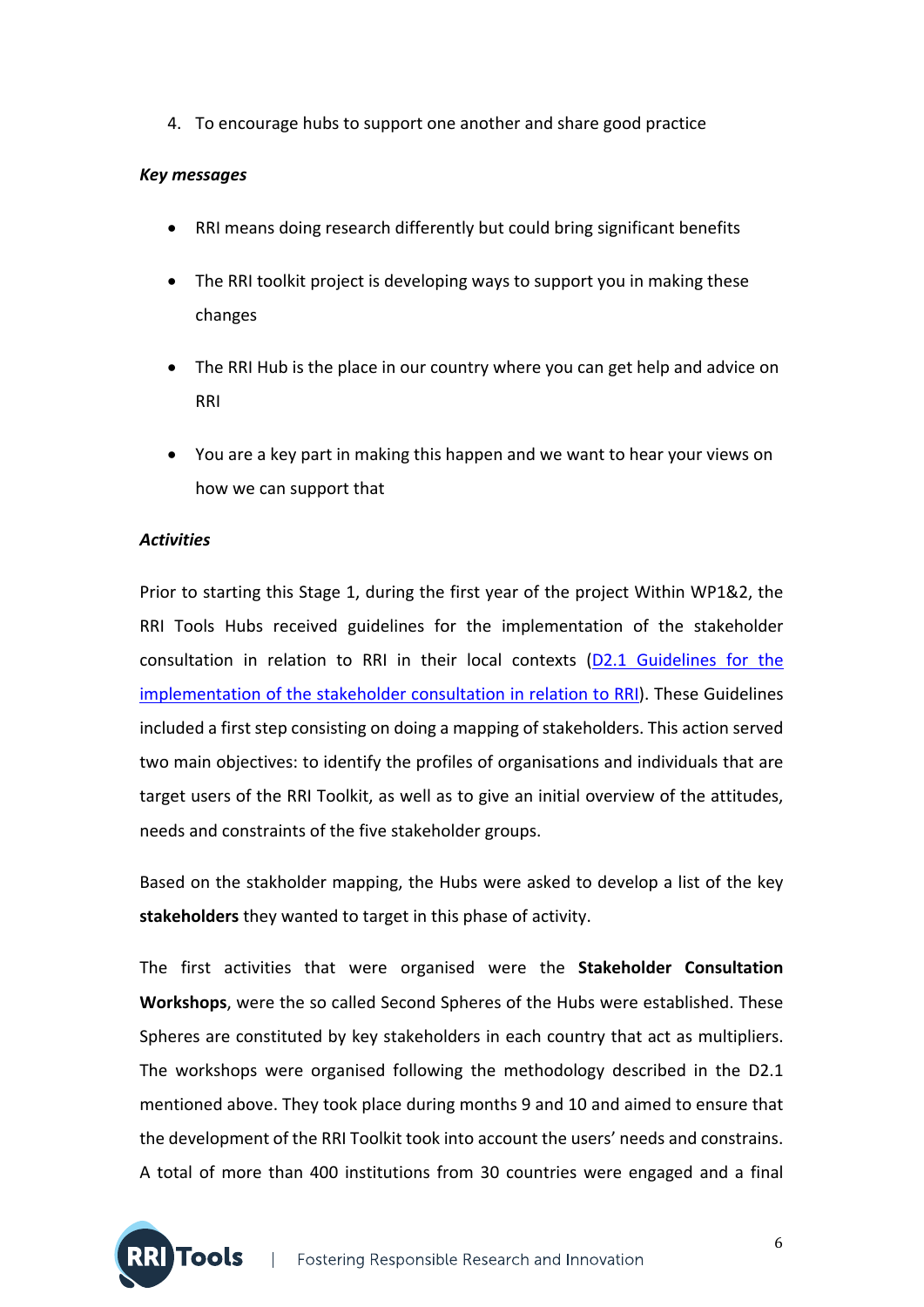4. To encourage hubs to support one another and share good practice

***Key messages***

- RRI means doing research differently but could bring significant benefits
- The RRI toolkit project is developing ways to support you in making these changes
- The RRI Hub is the place in our country where you can get help and advice on RRI
- You are a key part in making this happen and we want to hear your views on how we can support that

***Activities***

Prior to starting this Stage 1, during the first year of the project Within WP1&2, the RRI Tools Hubs received guidelines for the implementation of the stakeholder consultation in relation to RRI in their local contexts (D2.1 Guidelines for the implementation of the stakeholder consultation in relation to RRI). These Guidelines included a first step consisting on doing a mapping of stakeholders. This action served two main objectives: to identify the profiles of organisations and individuals that are target users of the RRI Toolkit, as well as to give an initial overview of the attitudes, needs and constraints of the five stakeholder groups.

Based on the stakholder mapping, the Hubs were asked to develop a list of the key **stakeholders** they wanted to target in this phase of activity.

The first activities that were organised were the **Stakeholder Consultation Workshops**, were the so called Second Spheres of the Hubs were established. These Spheres are constituted by key stakeholders in each country that act as multipliers. The workshops were organised following the methodology described in the D2.1 mentioned above. They took place during months 9 and 10 and aimed to ensure that the development of the RRI Toolkit took into account the users' needs and constrains. A total of more than 400 institutions from 30 countries were engaged and a final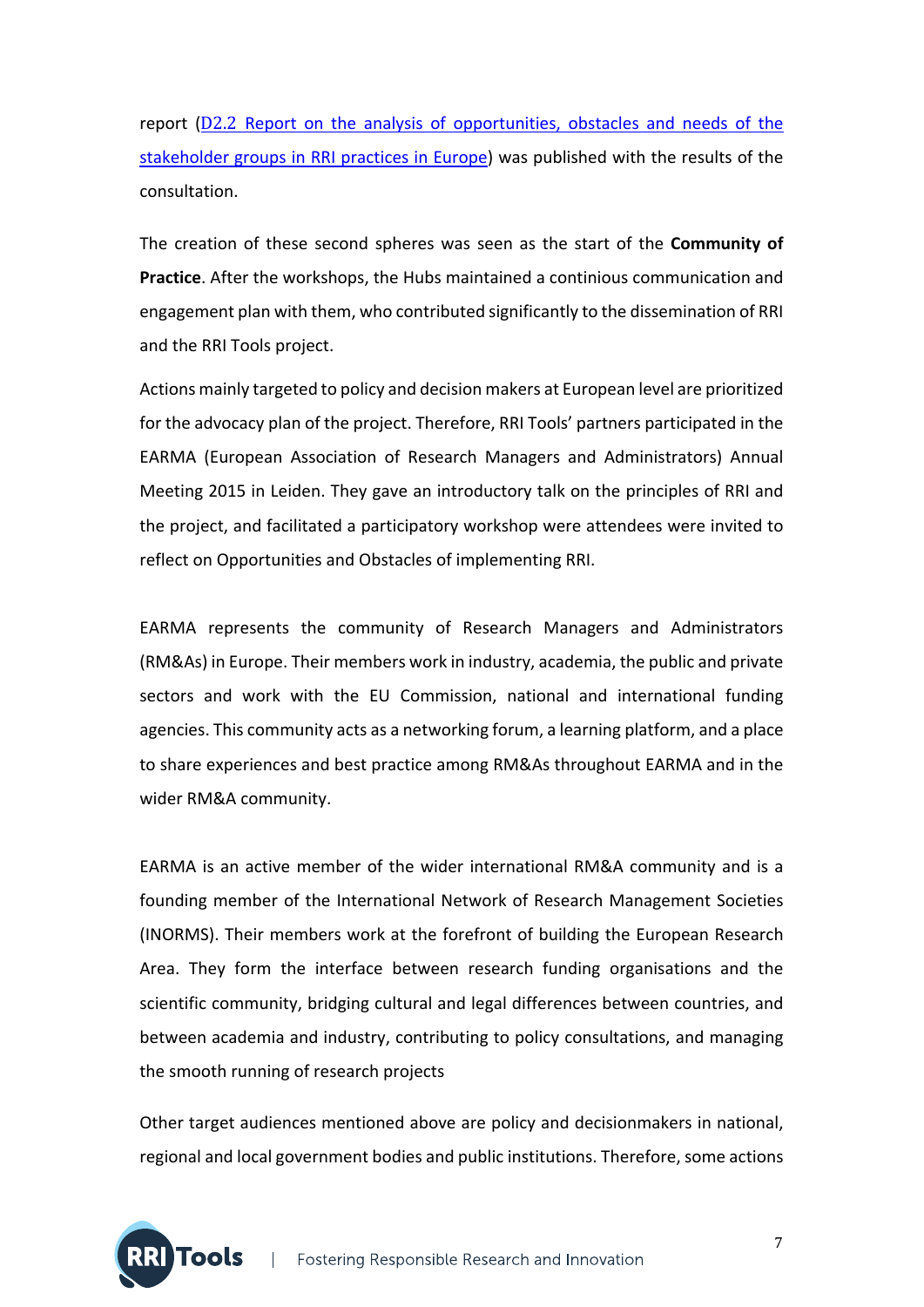report ([D2.2 Report on the analysis of opportunities, obstacles and needs of the stakeholder groups in RRI practices in Europe]()) was published with the results of the consultation.

The creation of these second spheres was seen as the start of the **Community of Practice**. After the workshops, the Hubs maintained a continious communication and engagement plan with them, who contributed significantly to the dissemination of RRI and the RRI Tools project.

Actions mainly targeted to policy and decision makers at European level are prioritized for the advocacy plan of the project. Therefore, RRI Tools' partners participated in the EARMA (European Association of Research Managers and Administrators) Annual Meeting 2015 in Leiden. They gave an introductory talk on the principles of RRI and the project, and facilitated a participatory workshop were attendees were invited to reflect on Opportunities and Obstacles of implementing RRI.

EARMA represents the community of Research Managers and Administrators (RM&As) in Europe. Their members work in industry, academia, the public and private sectors and work with the EU Commission, national and international funding agencies. This community acts as a networking forum, a learning platform, and a place to share experiences and best practice among RM&As throughout EARMA and in the wider RM&A community.

EARMA is an active member of the wider international RM&A community and is a founding member of the International Network of Research Management Societies (INORMS). Their members work at the forefront of building the European Research Area. They form the interface between research funding organisations and the scientific community, bridging cultural and legal differences between countries, and between academia and industry, contributing to policy consultations, and managing the smooth running of research projects

Other target audiences mentioned above are policy and decisionmakers in national, regional and local government bodies and public institutions. Therefore, some actions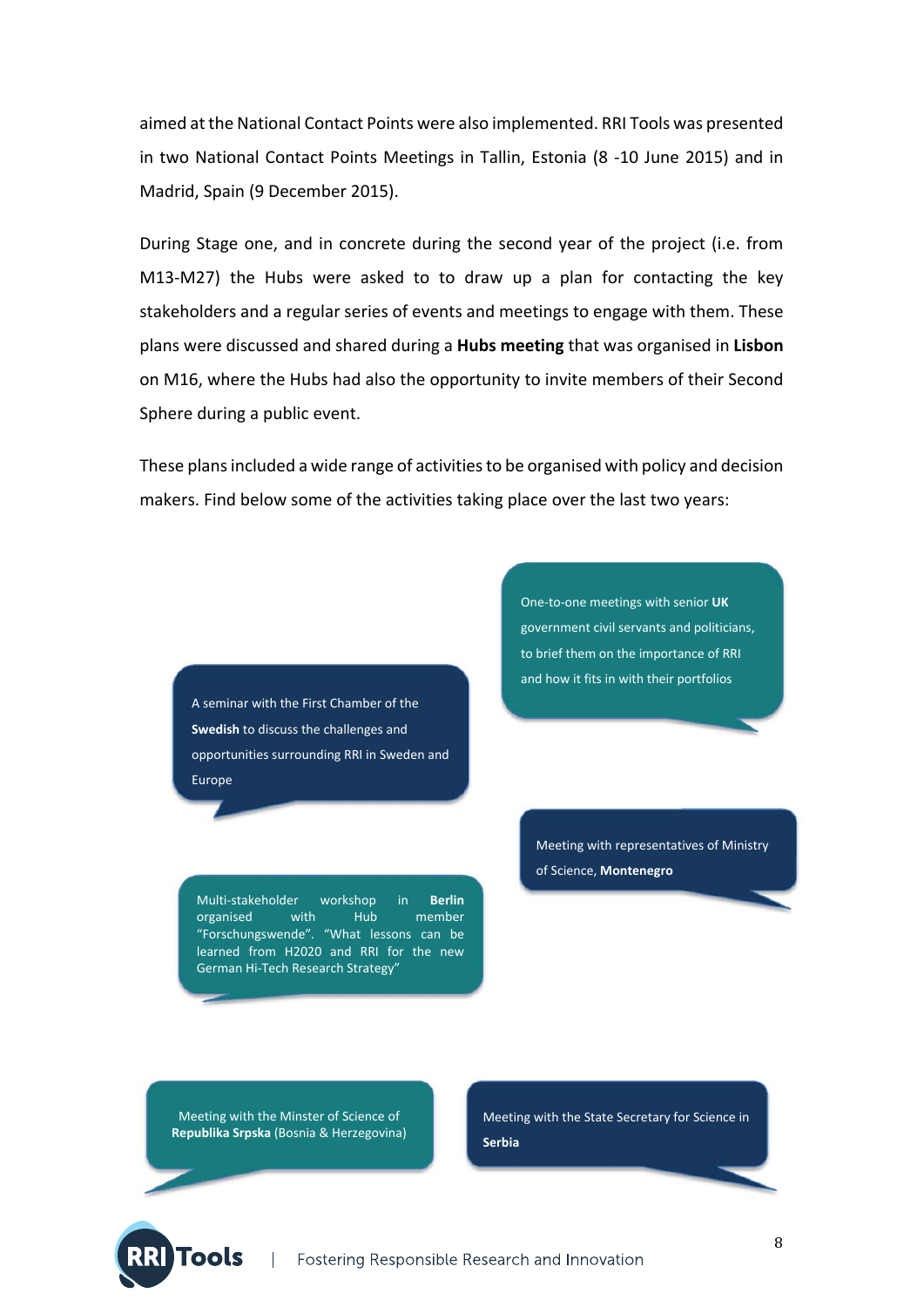aimed at the National Contact Points were also implemented. RRI Tools was presented in two National Contact Points Meetings in Tallin, Estonia (8 -10 June 2015) and in Madrid, Spain (9 December 2015).

During Stage one, and in concrete during the second year of the project (i.e. from M13-M27) the Hubs were asked to to draw up a plan for contacting the key stakeholders and a regular series of events and meetings to engage with them. These plans were discussed and shared during a **Hubs meeting** that was organised in **Lisbon** on M16, where the Hubs had also the opportunity to invite members of their Second Sphere during a public event.

These plans included a wide range of activities to be organised with policy and decision makers. Find below some of the activities taking place over the last two years:

- One-to-one meetings with senior **UK** government civil servants and politicians, to brief them on the importance of RRI and how it fits in with their portfolios
- A seminar with the First Chamber of the **Swedish** to discuss the challenges and opportunities surrounding RRI in Sweden and Europe
- Meeting with representatives of Ministry of Science, **Montenegro**
- Multi-stakeholder workshop in **Berlin** organised with Hub member "Forschungswende". "What lessons can be learned from H2020 and RRI for the new German Hi-Tech Research Strategy"
- Meeting with the Minster of Science of **Republika Srpska** (Bosnia & Herzegovina)
- Meeting with the State Secretary for Science in **Serbia**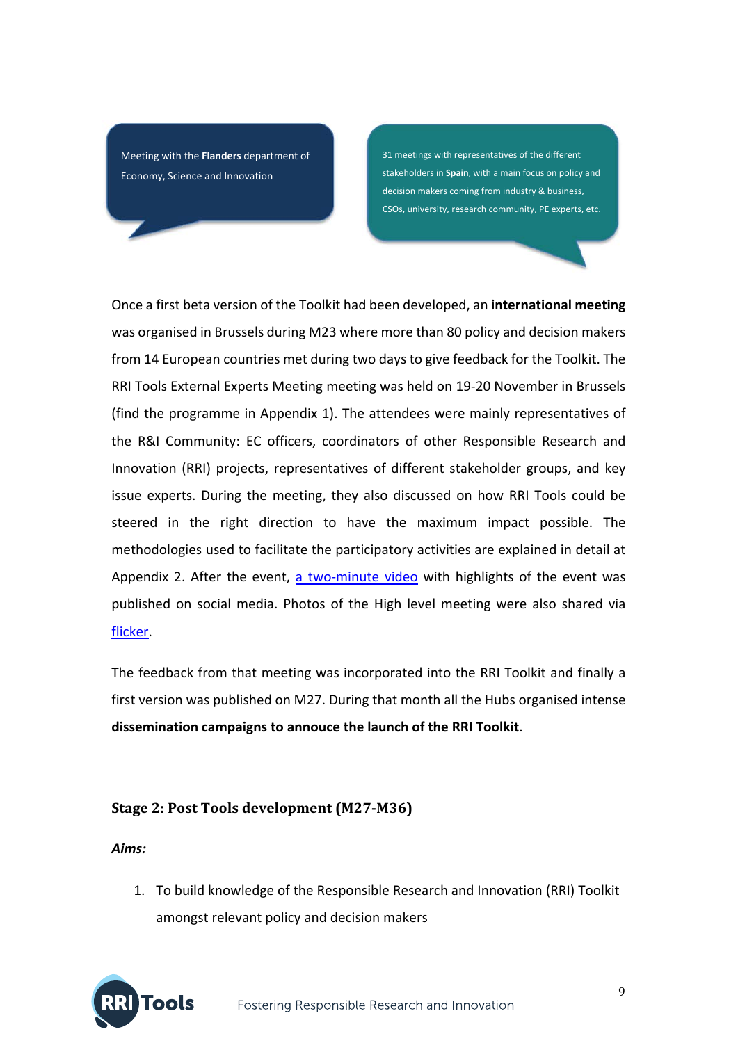Meeting with the **Flanders** department of Economy, Science and Innovation

31 meetings with representatives of the different stakeholders in **Spain**, with a main focus on policy and decision makers coming from industry & business, CSOs, university, research community, PE experts, etc.

Once a first beta version of the Toolkit had been developed, an **international meeting** was organised in Brussels during M23 where more than 80 policy and decision makers from 14 European countries met during two days to give feedback for the Toolkit. The RRI Tools External Experts Meeting meeting was held on 19-20 November in Brussels (find the programme in Appendix 1). The attendees were mainly representatives of the R&I Community: EC officers, coordinators of other Responsible Research and Innovation (RRI) projects, representatives of different stakeholder groups, and key issue experts. During the meeting, they also discussed on how RRI Tools could be steered in the right direction to have the maximum impact possible. The methodologies used to facilitate the participatory activities are explained in detail at Appendix 2. After the event, a two-minute video with highlights of the event was published on social media. Photos of the High level meeting were also shared via flicker.

The feedback from that meeting was incorporated into the RRI Toolkit and finally a first version was published on M27. During that month all the Hubs organised intense **dissemination campaigns to annouce the launch of the RRI Toolkit**.

### Stage 2: Post Tools development (M27-M36)

***Aims:***

1. To build knowledge of the Responsible Research and Innovation (RRI) Toolkit amongst relevant policy and decision makers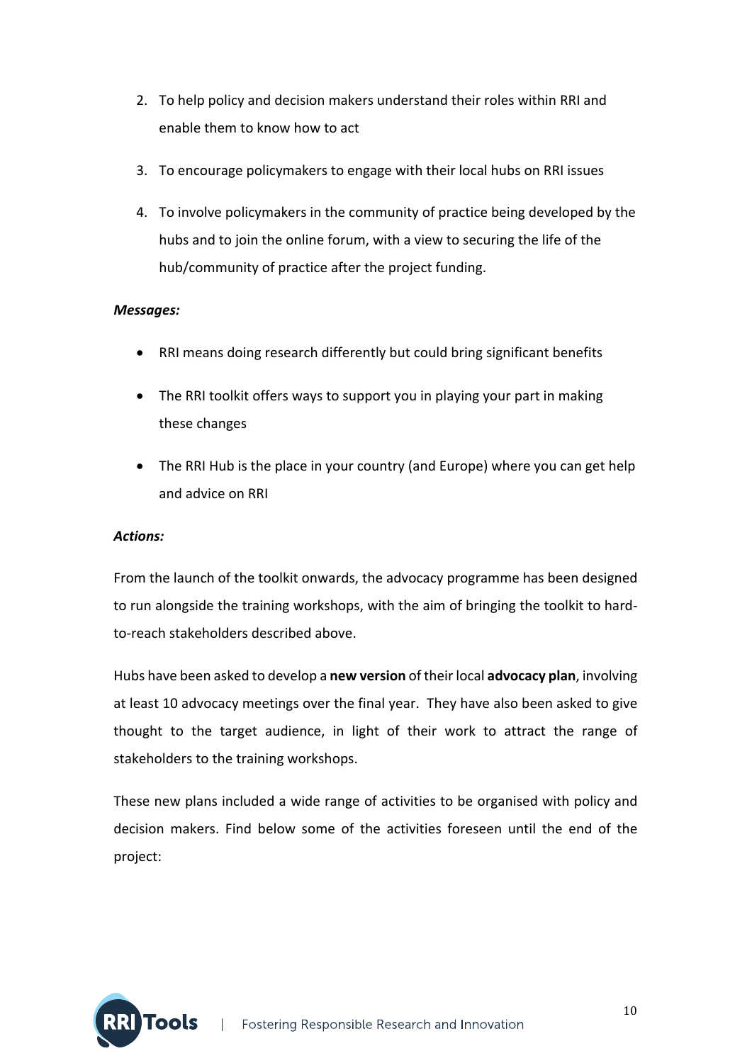2. To help policy and decision makers understand their roles within RRI and enable them to know how to act
3. To encourage policymakers to engage with their local hubs on RRI issues
4. To involve policymakers in the community of practice being developed by the hubs and to join the online forum, with a view to securing the life of the hub/community of practice after the project funding.

***Messages:***

- RRI means doing research differently but could bring significant benefits
- The RRI toolkit offers ways to support you in playing your part in making these changes
- The RRI Hub is the place in your country (and Europe) where you can get help and advice on RRI

***Actions:***

From the launch of the toolkit onwards, the advocacy programme has been designed to run alongside the training workshops, with the aim of bringing the toolkit to hard-to-reach stakeholders described above.

Hubs have been asked to develop a **new version** of their local **advocacy plan**, involving at least 10 advocacy meetings over the final year. They have also been asked to give thought to the target audience, in light of their work to attract the range of stakeholders to the training workshops.

These new plans included a wide range of activities to be organised with policy and decision makers. Find below some of the activities foreseen until the end of the project: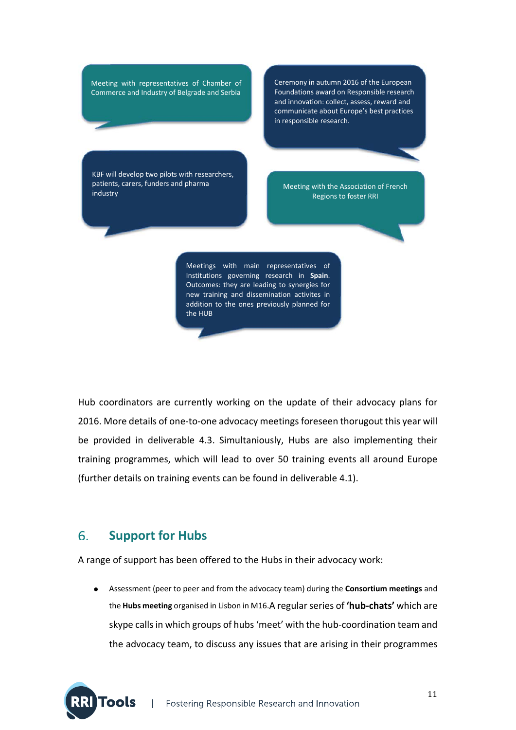Meeting with representatives of Chamber of Commerce and Industry of Belgrade and Serbia

Ceremony in autumn 2016 of the European Foundations award on Responsible research and innovation: collect, assess, reward and communicate about Europe's best practices in responsible research.

KBF will develop two pilots with researchers, patients, carers, funders and pharma industry

Meeting with the Association of French Regions to foster RRI

Meetings with main representatives of Institutions governing research in **Spain**. Outcomes: they are leading to synergies for new training and dissemination activites in addition to the ones previously planned for the HUB

Hub coordinators are currently working on the update of their advocacy plans for 2016. More details of one-to-one advocacy meetings foreseen thorugout this year will be provided in deliverable 4.3. Simultaniously, Hubs are also implementing their training programmes, which will lead to over 50 training events all around Europe (further details on training events can be found in deliverable 4.1).

## 6. Support for Hubs

A range of support has been offered to the Hubs in their advocacy work:

- Assessment (peer to peer and from the advocacy team) during the **Consortium meetings** and the **Hubs meeting** organised in Lisbon in M16.A regular series of **'hub-chats'** which are skype calls in which groups of hubs 'meet' with the hub-coordination team and the advocacy team, to discuss any issues that are arising in their programmes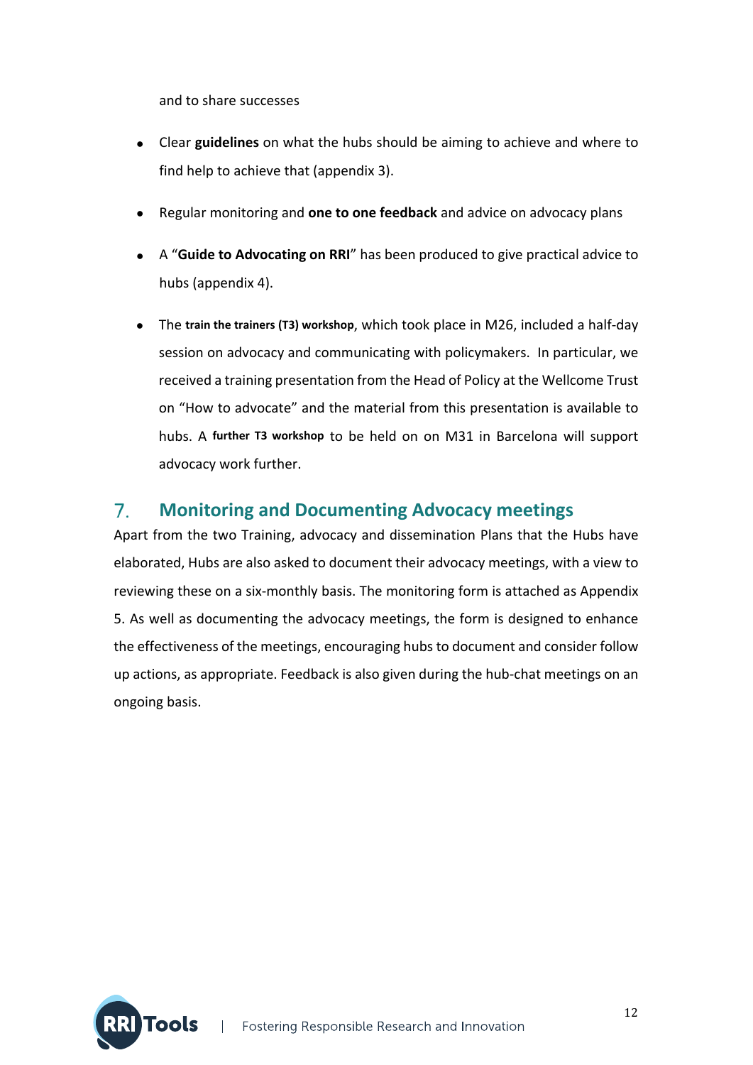and to share successes

- Clear **guidelines** on what the hubs should be aiming to achieve and where to find help to achieve that (appendix 3).
- Regular monitoring and **one to one feedback** and advice on advocacy plans
- A "**Guide to Advocating on RRI**" has been produced to give practical advice to hubs (appendix 4).
- The **train the trainers (T3) workshop**, which took place in M26, included a half-day session on advocacy and communicating with policymakers. In particular, we received a training presentation from the Head of Policy at the Wellcome Trust on "How to advocate" and the material from this presentation is available to hubs. A **further T3 workshop** to be held on on M31 in Barcelona will support advocacy work further.

## 7. Monitoring and Documenting Advocacy meetings

Apart from the two Training, advocacy and dissemination Plans that the Hubs have elaborated, Hubs are also asked to document their advocacy meetings, with a view to reviewing these on a six-monthly basis. The monitoring form is attached as Appendix 5. As well as documenting the advocacy meetings, the form is designed to enhance the effectiveness of the meetings, encouraging hubs to document and consider follow up actions, as appropriate. Feedback is also given during the hub-chat meetings on an ongoing basis.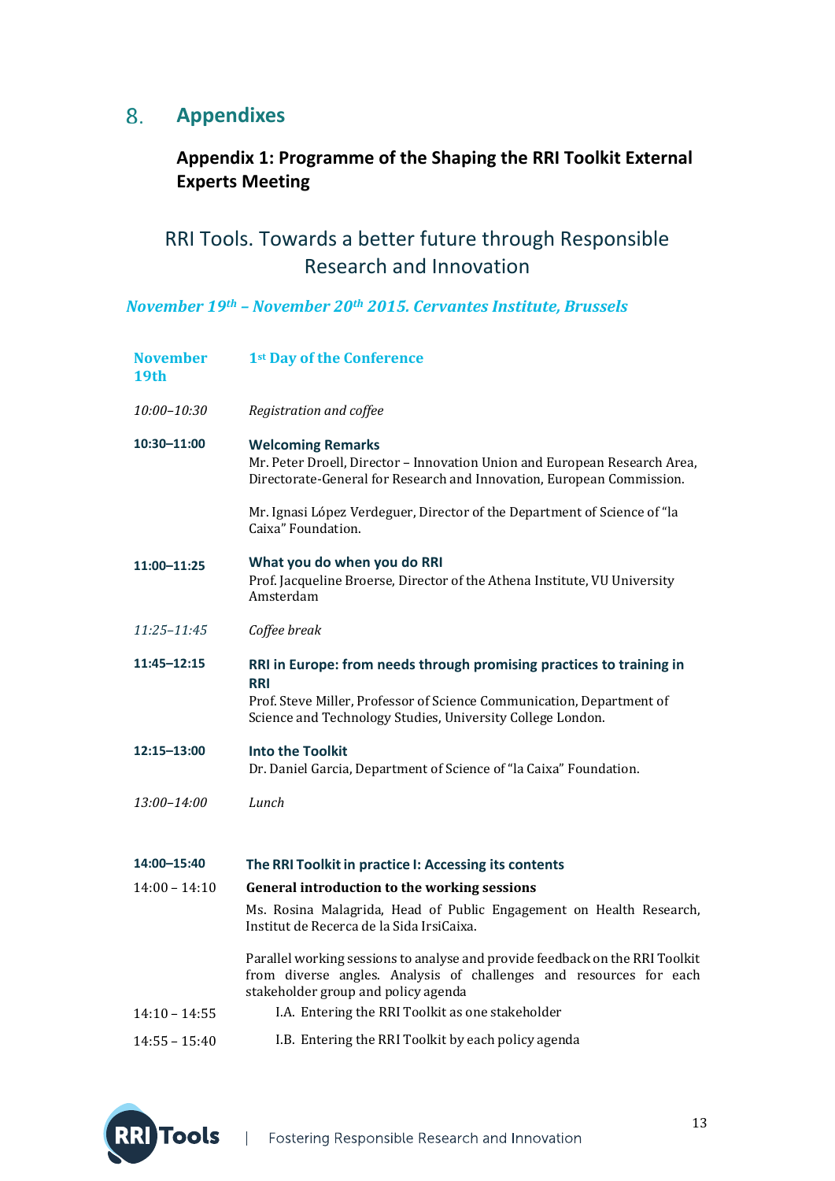# 8. Appendixes

## Appendix 1: Programme of the Shaping the RRI Toolkit External Experts Meeting

### RRI Tools. Towards a better future through Responsible Research and Innovation

***November 19th – November 20th 2015. Cervantes Institute, Brussels***

| **November 19th** | **1st Day of the Conference** |
|---|---|
| *10:00–10:30* | *Registration and coffee* |
| **10:30–11:00** | **Welcoming Remarks**<br>Mr. Peter Droell, Director – Innovation Union and European Research Area, Directorate-General for Research and Innovation, European Commission.<br><br>Mr. Ignasi López Verdeguer, Director of the Department of Science of "la Caixa" Foundation. |
| **11:00–11:25** | **What you do when you do RRI**<br>Prof. Jacqueline Broerse, Director of the Athena Institute, VU University Amsterdam |
| *11:25–11:45* | *Coffee break* |
| **11:45–12:15** | **RRI in Europe: from needs through promising practices to training in RRI**<br>Prof. Steve Miller, Professor of Science Communication, Department of Science and Technology Studies, University College London. |
| **12:15–13:00** | **Into the Toolkit**<br>Dr. Daniel Garcia, Department of Science of "la Caixa" Foundation. |
| *13:00–14:00* | *Lunch* |
| **14:00–15:40** | **The RRI Toolkit in practice I: Accessing its contents** |
| 14:00 – 14:10 | **General introduction to the working sessions**<br>Ms. Rosina Malagrida, Head of Public Engagement on Health Research, Institut de Recerca de la Sida IrsiCaixa.<br><br>Parallel working sessions to analyse and provide feedback on the RRI Toolkit from diverse angles. Analysis of challenges and resources for each stakeholder group and policy agenda |
| 14:10 – 14:55 | I.A. Entering the RRI Toolkit as one stakeholder |
| 14:55 – 15:40 | I.B. Entering the RRI Toolkit by each policy agenda |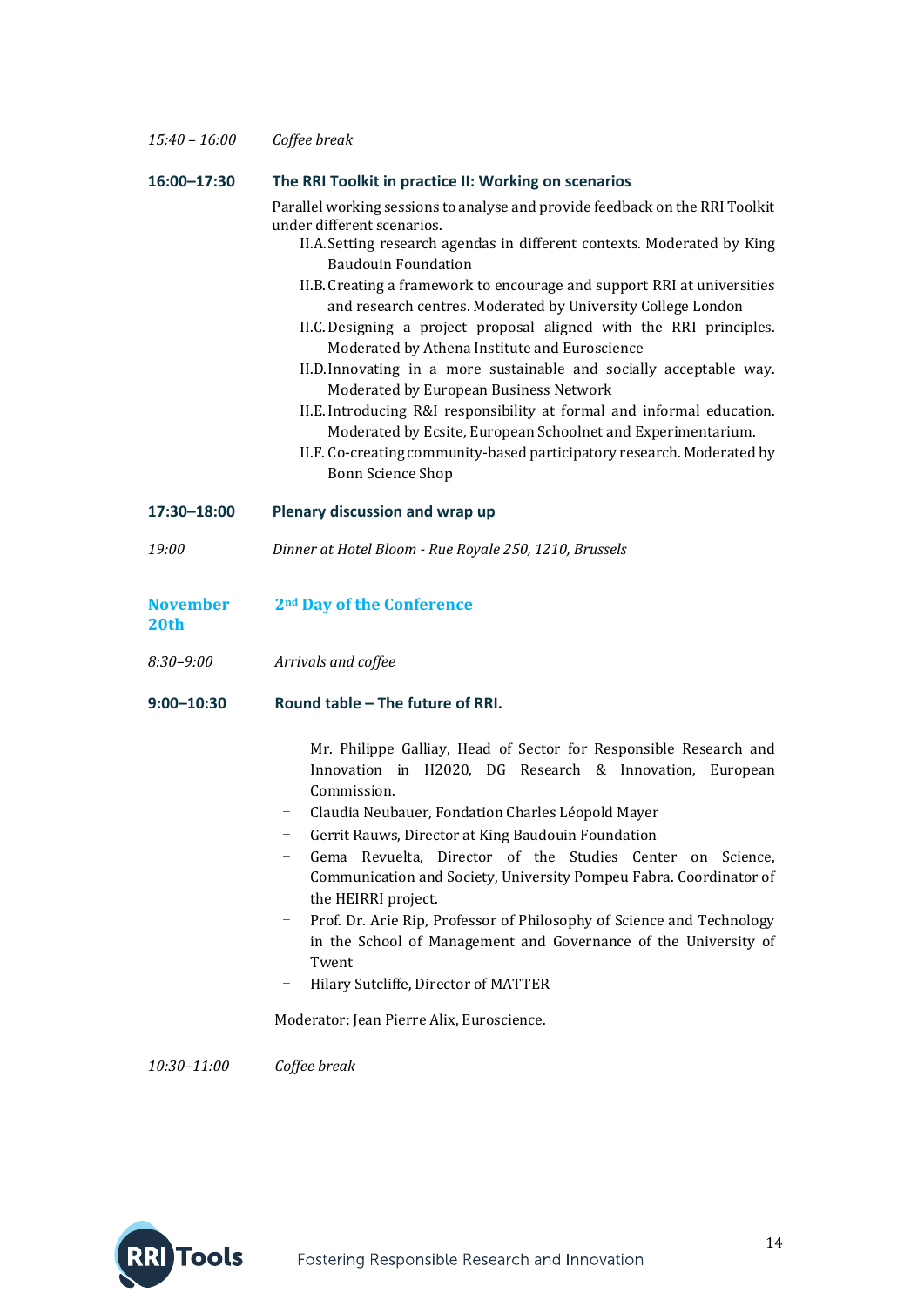*15:40 – 16:00* *Coffee break*

**16:00–17:30** **The RRI Toolkit in practice II: Working on scenarios**

Parallel working sessions to analyse and provide feedback on the RRI Toolkit under different scenarios.

- II.A. Setting research agendas in different contexts. Moderated by King Baudouin Foundation
- II.B. Creating a framework to encourage and support RRI at universities and research centres. Moderated by University College London
- II.C. Designing a project proposal aligned with the RRI principles. Moderated by Athena Institute and Euroscience
- II.D. Innovating in a more sustainable and socially acceptable way. Moderated by European Business Network
- II.E. Introducing R&I responsibility at formal and informal education. Moderated by Ecsite, European Schoolnet and Experimentarium.
- II.F. Co-creating community-based participatory research. Moderated by Bonn Science Shop

**17:30–18:00** **Plenary discussion and wrap up**

*19:00* *Dinner at Hotel Bloom - Rue Royale 250, 1210, Brussels*

## November 20th — 2nd Day of the Conference

*8:30–9:00* *Arrivals and coffee*

**9:00–10:30** **Round table – The future of RRI.**

- Mr. Philippe Galliay, Head of Sector for Responsible Research and Innovation in H2020, DG Research & Innovation, European Commission.
- Claudia Neubauer, Fondation Charles Léopold Mayer
- Gerrit Rauws, Director at King Baudouin Foundation
- Gema Revuelta, Director of the Studies Center on Science, Communication and Society, University Pompeu Fabra. Coordinator of the HEIRRI project.
- Prof. Dr. Arie Rip, Professor of Philosophy of Science and Technology in the School of Management and Governance of the University of Twent
- Hilary Sutcliffe, Director of MATTER

Moderator: Jean Pierre Alix, Euroscience.

*10:30–11:00* *Coffee break*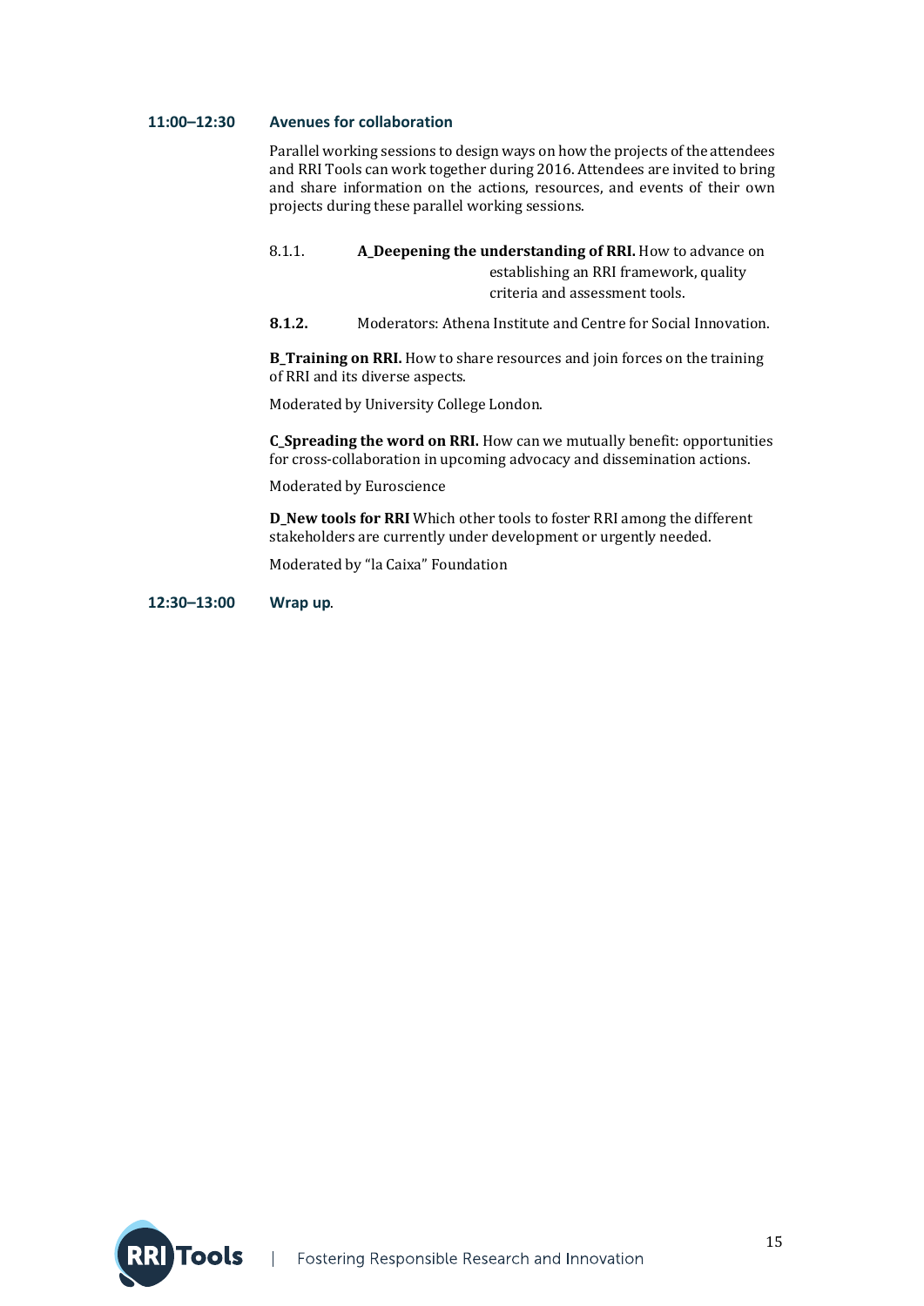**11:00–12:30** **Avenues for collaboration**

Parallel working sessions to design ways on how the projects of the attendees and RRI Tools can work together during 2016. Attendees are invited to bring and share information on the actions, resources, and events of their own projects during these parallel working sessions.

8.1.1. **A_Deepening the understanding of RRI.** How to advance on establishing an RRI framework, quality criteria and assessment tools.

**8.1.2.** Moderators: Athena Institute and Centre for Social Innovation.

**B_Training on RRI.** How to share resources and join forces on the training of RRI and its diverse aspects.

Moderated by University College London.

**C_Spreading the word on RRI.** How can we mutually benefit: opportunities for cross-collaboration in upcoming advocacy and dissemination actions.

Moderated by Euroscience

**D_New tools for RRI** Which other tools to foster RRI among the different stakeholders are currently under development or urgently needed.

Moderated by "la Caixa" Foundation

**12:30–13:00** **Wrap up**.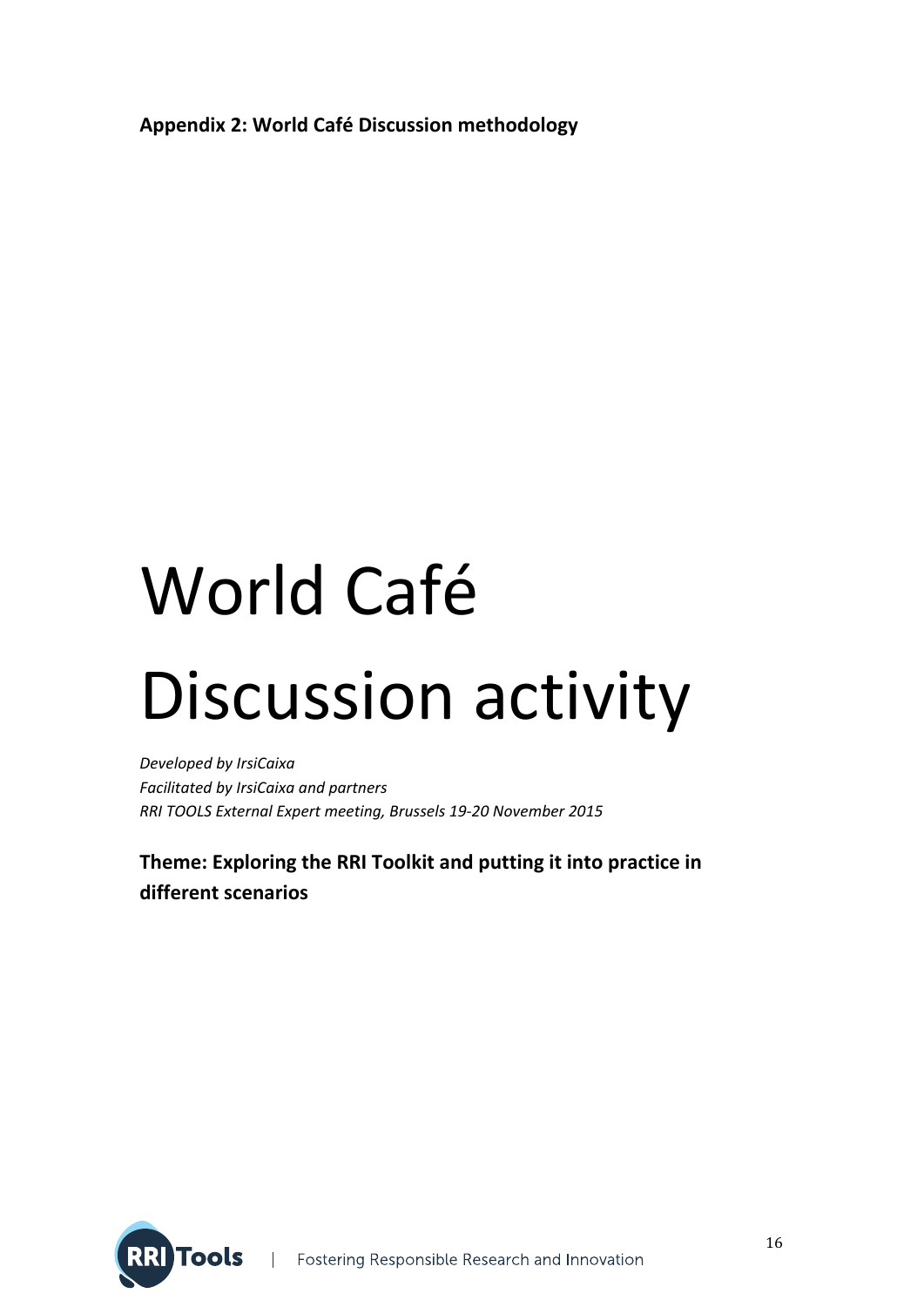**Appendix 2: World Café Discussion methodology**

# World Café Discussion activity

*Developed by IrsiCaixa*
*Facilitated by IrsiCaixa and partners*
*RRI TOOLS External Expert meeting, Brussels 19-20 November 2015*

**Theme: Exploring the RRI Toolkit and putting it into practice in different scenarios**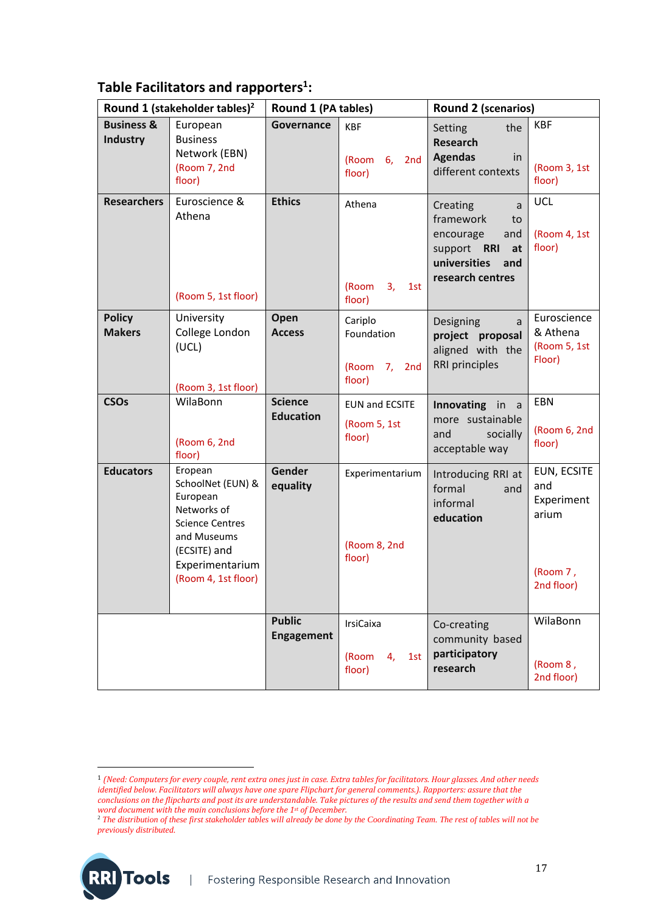### Table Facilitators and rapporteurs[1]:

| Round 1 (stakeholder tables)[2] | | Round 1 (PA tables) | | Round 2 (scenarios) | |
|---|---|---|---|---|---|
| **Business & Industry** | European Business Network (EBN) (Room 7, 2nd floor) | **Governance** | KBF (Room 6, 2nd floor) | Setting the **Research Agendas** in different contexts | KBF (Room 3, 1st floor) |
| **Researchers** | Euroscience & Athena (Room 5, 1st floor) | **Ethics** | Athena (Room 3, 1st floor) | Creating a framework to encourage and support **RRI at universities and research centres** | UCL (Room 4, 1st floor) |
| **Policy Makers** | University College London (UCL) (Room 3, 1st floor) | **Open Access** | Cariplo Foundation (Room 7, 2nd floor) | Designing a **project proposal** aligned with the RRI principles | Euroscience & Athena (Room 5, 1st Floor) |
| **CSOs** | WilaBonn (Room 6, 2nd floor) | **Science Education** | EUN and ECSITE (Room 5, 1st floor) | **Innovating** in a more sustainable and socially acceptable way | EBN (Room 6, 2nd floor) |
| **Educators** | Eropean SchoolNet (EUN) & European Networks of Science Centres and Museums (ECSITE) and Experimentarium (Room 4, 1st floor) | **Gender equality** | Experimentarium (Room 8, 2nd floor) | Introducing RRI at formal and informal **education** | EUN, ECSITE and Experimentarium (Room 7 , 2nd floor) |
| | | **Public Engagement** | IrsiCaixa (Room 4, 1st floor) | Co-creating community based **participatory research** | WilaBonn (Room 8 , 2nd floor) |

---

[1] *(Need: Computers for every couple, rent extra ones just in case. Extra tables for facilitators. Hour glasses. And other needs identified below. Facilitators will always have one spare Flipchart for general comments.). Rapporters: assure that the conclusions on the flipcharts and post its are understandable. Take pictures of the results and send them together with a word document with the main conclusions before the 1st of December.*

[2] *The distribution of these first stakeholder tables will already be done by the Coordinating Team. The rest of tables will not be previously distributed.*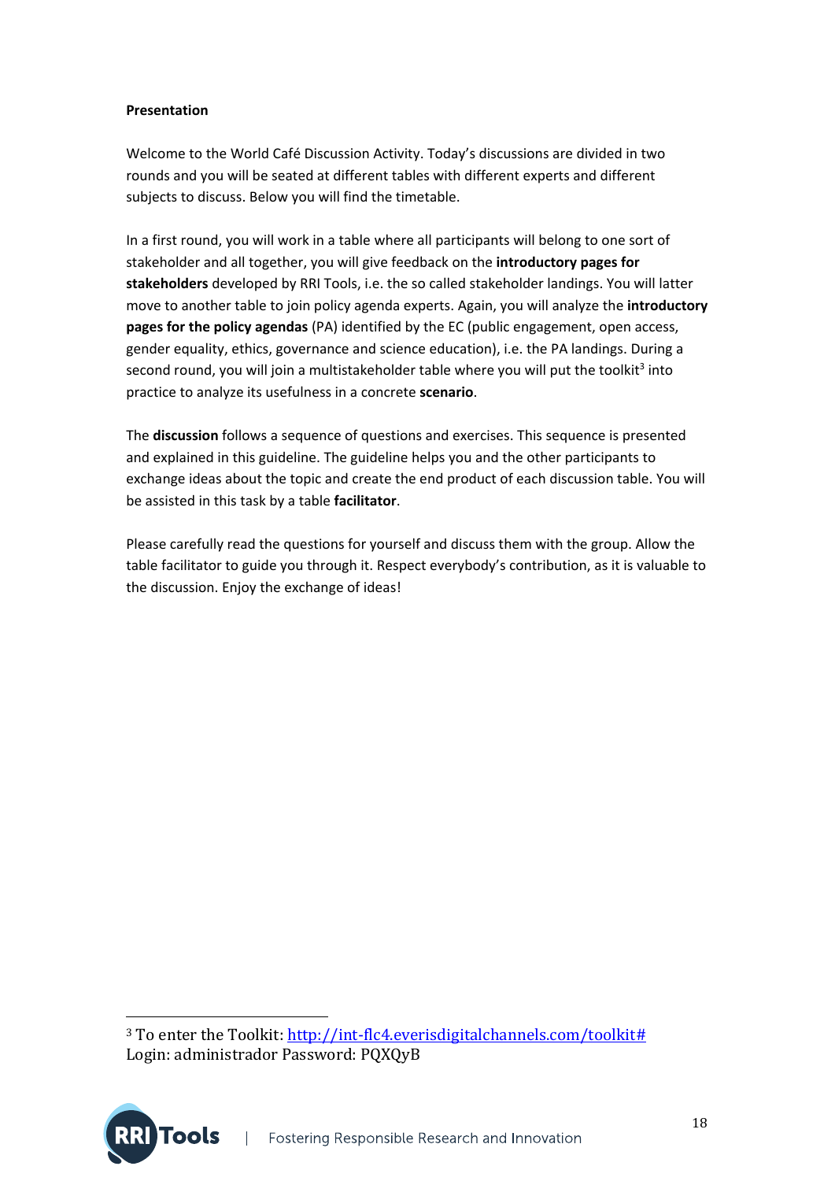**Presentation**

Welcome to the World Café Discussion Activity. Today's discussions are divided in two rounds and you will be seated at different tables with different experts and different subjects to discuss. Below you will find the timetable.

In a first round, you will work in a table where all participants will belong to one sort of stakeholder and all together, you will give feedback on the **introductory pages for stakeholders** developed by RRI Tools, i.e. the so called stakeholder landings. You will latter move to another table to join policy agenda experts. Again, you will analyze the **introductory pages for the policy agendas** (PA) identified by the EC (public engagement, open access, gender equality, ethics, governance and science education), i.e. the PA landings. During a second round, you will join a multistakeholder table where you will put the toolkit[3] into practice to analyze its usefulness in a concrete **scenario**.

The **discussion** follows a sequence of questions and exercises. This sequence is presented and explained in this guideline. The guideline helps you and the other participants to exchange ideas about the topic and create the end product of each discussion table. You will be assisted in this task by a table **facilitator**.

Please carefully read the questions for yourself and discuss them with the group. Allow the table facilitator to guide you through it. Respect everybody's contribution, as it is valuable to the discussion. Enjoy the exchange of ideas!

---

[3] To enter the Toolkit: http://int-flc4.everisdigitalchannels.com/toolkit#
Login: administrador Password: PQXQyB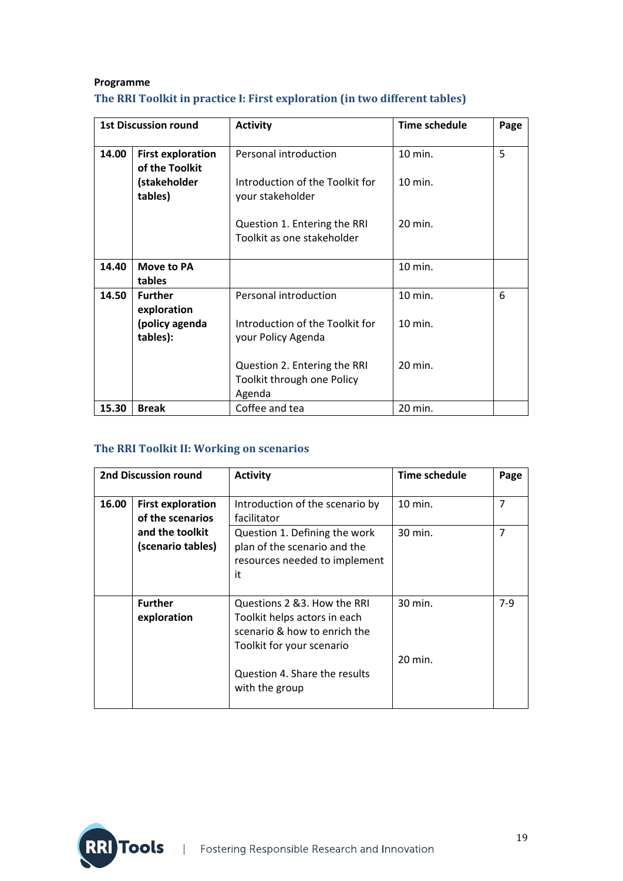**Programme**

### The RRI Toolkit in practice I: First exploration (in two different tables)

| 1st Discussion round | | Activity | Time schedule | Page |
|---|---|---|---|---|
| **14.00** | **First exploration of the Toolkit (stakeholder tables)** | Personal introduction<br><br>Introduction of the Toolkit for your stakeholder<br><br>Question 1. Entering the RRI Toolkit as one stakeholder | 10 min.<br><br>10 min.<br><br>20 min. | 5 |
| **14.40** | **Move to PA tables** | | 10 min. | |
| **14.50** | **Further exploration (policy agenda tables):** | Personal introduction<br><br>Introduction of the Toolkit for your Policy Agenda<br><br>Question 2. Entering the RRI Toolkit through one Policy Agenda | 10 min.<br><br>10 min.<br><br>20 min. | 6 |
| **15.30** | **Break** | Coffee and tea | 20 min. | |

### The RRI Toolkit II: Working on scenarios

| 2nd Discussion round | | Activity | Time schedule | Page |
|---|---|---|---|---|
| **16.00** | **First exploration of the scenarios and the toolkit (scenario tables)** | Introduction of the scenario by facilitator | 10 min. | 7 |
| | | Question 1. Defining the work plan of the scenario and the resources needed to implement it | 30 min. | 7 |
| | **Further exploration** | Questions 2 &3. How the RRI Toolkit helps actors in each scenario & how to enrich the Toolkit for your scenario<br><br>Question 4. Share the results with the group | 30 min.<br><br>20 min. | 7-9 |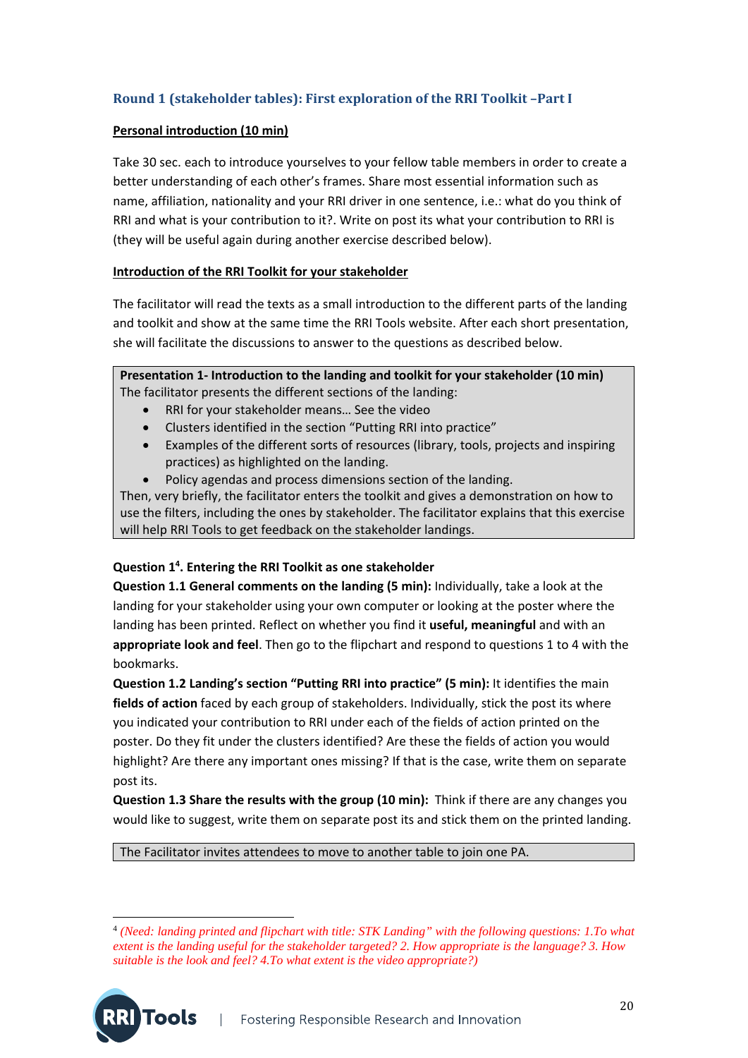### Round 1 (stakeholder tables): First exploration of the RRI Toolkit –Part I

**Personal introduction (10 min)**

Take 30 sec. each to introduce yourselves to your fellow table members in order to create a better understanding of each other's frames. Share most essential information such as name, affiliation, nationality and your RRI driver in one sentence, i.e.: what do you think of RRI and what is your contribution to it?. Write on post its what your contribution to RRI is (they will be useful again during another exercise described below).

**Introduction of the RRI Toolkit for your stakeholder**

The facilitator will read the texts as a small introduction to the different parts of the landing and toolkit and show at the same time the RRI Tools website. After each short presentation, she will facilitate the discussions to answer to the questions as described below.

> **Presentation 1- Introduction to the landing and toolkit for your stakeholder (10 min)**
> The facilitator presents the different sections of the landing:
>
> - RRI for your stakeholder means… See the video
> - Clusters identified in the section "Putting RRI into practice"
> - Examples of the different sorts of resources (library, tools, projects and inspiring practices) as highlighted on the landing.
> - Policy agendas and process dimensions section of the landing.
>
> Then, very briefly, the facilitator enters the toolkit and gives a demonstration on how to use the filters, including the ones by stakeholder. The facilitator explains that this exercise will help RRI Tools to get feedback on the stakeholder landings.

**Question 1[4]. Entering the RRI Toolkit as one stakeholder**

**Question 1.1 General comments on the landing (5 min):** Individually, take a look at the landing for your stakeholder using your own computer or looking at the poster where the landing has been printed. Reflect on whether you find it **useful, meaningful** and with an **appropriate look and feel**. Then go to the flipchart and respond to questions 1 to 4 with the bookmarks.

**Question 1.2 Landing's section "Putting RRI into practice" (5 min):** It identifies the main **fields of action** faced by each group of stakeholders. Individually, stick the post its where you indicated your contribution to RRI under each of the fields of action printed on the poster. Do they fit under the clusters identified? Are these the fields of action you would highlight? Are there any important ones missing? If that is the case, write them on separate post its.

**Question 1.3 Share the results with the group (10 min):** Think if there are any changes you would like to suggest, write them on separate post its and stick them on the printed landing.

> The Facilitator invites attendees to move to another table to join one PA.

---

[4] *(Need: landing printed and flipchart with title: STK Landing" with the following questions: 1.To what extent is the landing useful for the stakeholder targeted? 2. How appropriate is the language? 3. How suitable is the look and feel? 4.To what extent is the video appropriate?)*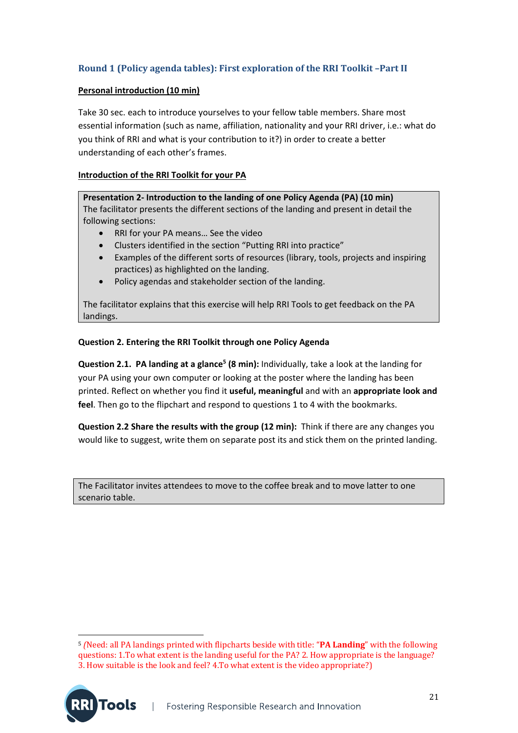### Round 1 (Policy agenda tables): First exploration of the RRI Toolkit –Part II

**Personal introduction (10 min)**

Take 30 sec. each to introduce yourselves to your fellow table members. Share most essential information (such as name, affiliation, nationality and your RRI driver, i.e.: what do you think of RRI and what is your contribution to it?) in order to create a better understanding of each other's frames.

**Introduction of the RRI Toolkit for your PA**

> **Presentation 2- Introduction to the landing of one Policy Agenda (PA) (10 min)**
> The facilitator presents the different sections of the landing and present in detail the following sections:
>
> - RRI for your PA means… See the video
> - Clusters identified in the section "Putting RRI into practice"
> - Examples of the different sorts of resources (library, tools, projects and inspiring practices) as highlighted on the landing.
> - Policy agendas and stakeholder section of the landing.
>
> The facilitator explains that this exercise will help RRI Tools to get feedback on the PA landings.

**Question 2. Entering the RRI Toolkit through one Policy Agenda**

**Question 2.1. PA landing at a glance[5] (8 min):** Individually, take a look at the landing for your PA using your own computer or looking at the poster where the landing has been printed. Reflect on whether you find it **useful, meaningful** and with an **appropriate look and feel**. Then go to the flipchart and respond to questions 1 to 4 with the bookmarks.

**Question 2.2 Share the results with the group (12 min):** Think if there are any changes you would like to suggest, write them on separate post its and stick them on the printed landing.

> The Facilitator invites attendees to move to the coffee break and to move latter to one scenario table.

[5] *(*Need: all PA landings printed with flipcharts beside with title: "**PA Landing**" with the following questions: 1.To what extent is the landing useful for the PA? 2. How appropriate is the language? 3. How suitable is the look and feel? 4.To what extent is the video appropriate?)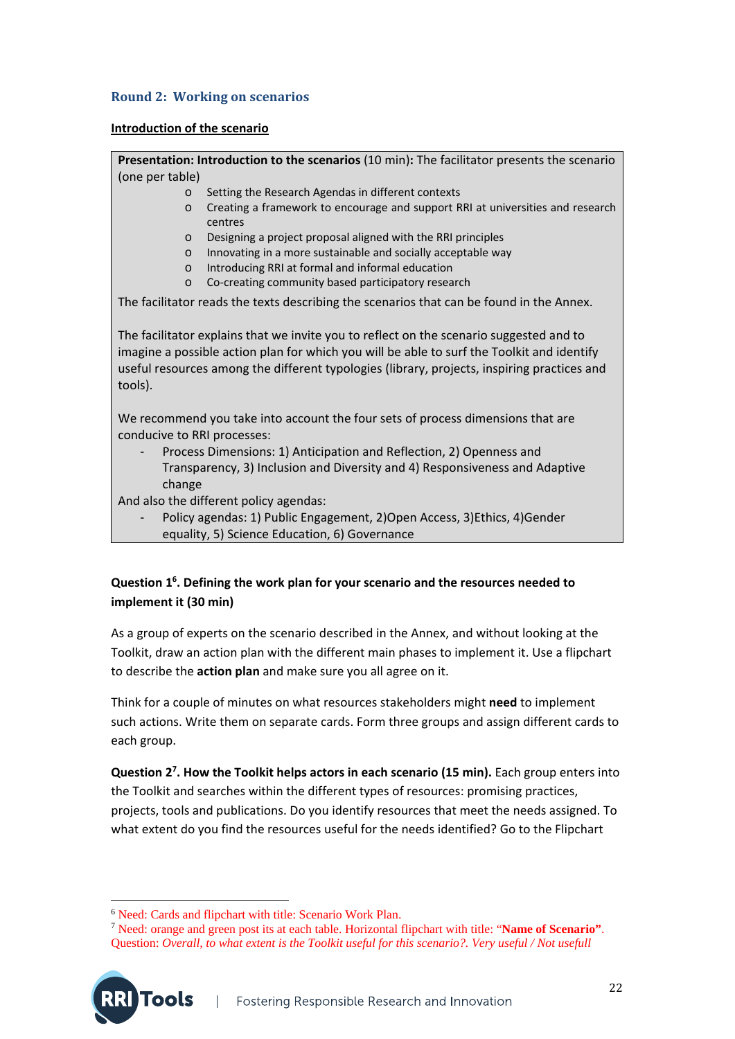### Round 2: Working on scenarios

**Introduction of the scenario**

**Presentation: Introduction to the scenarios** (10 min)**:** The facilitator presents the scenario (one per table)

- Setting the Research Agendas in different contexts
- Creating a framework to encourage and support RRI at universities and research centres
- Designing a project proposal aligned with the RRI principles
- Innovating in a more sustainable and socially acceptable way
- Introducing RRI at formal and informal education
- Co-creating community based participatory research

The facilitator reads the texts describing the scenarios that can be found in the Annex.

The facilitator explains that we invite you to reflect on the scenario suggested and to imagine a possible action plan for which you will be able to surf the Toolkit and identify useful resources among the different typologies (library, projects, inspiring practices and tools).

We recommend you take into account the four sets of process dimensions that are conducive to RRI processes:

- Process Dimensions: 1) Anticipation and Reflection, 2) Openness and Transparency, 3) Inclusion and Diversity and 4) Responsiveness and Adaptive change

And also the different policy agendas:

- Policy agendas: 1) Public Engagement, 2)Open Access, 3)Ethics, 4)Gender equality, 5) Science Education, 6) Governance

**Question 1[6]. Defining the work plan for your scenario and the resources needed to implement it (30 min)**

As a group of experts on the scenario described in the Annex, and without looking at the Toolkit, draw an action plan with the different main phases to implement it. Use a flipchart to describe the **action plan** and make sure you all agree on it.

Think for a couple of minutes on what resources stakeholders might **need** to implement such actions. Write them on separate cards. Form three groups and assign different cards to each group.

**Question 2[7]. How the Toolkit helps actors in each scenario (15 min).** Each group enters into the Toolkit and searches within the different types of resources: promising practices, projects, tools and publications. Do you identify resources that meet the needs assigned. To what extent do you find the resources useful for the needs identified? Go to the Flipchart

[6] Need: Cards and flipchart with title: Scenario Work Plan.

[7] Need: orange and green post its at each table. Horizontal flipchart with title: "**Name of Scenario"**. Question: *Overall, to what extent is the Toolkit useful for this scenario?. Very useful / Not usefull*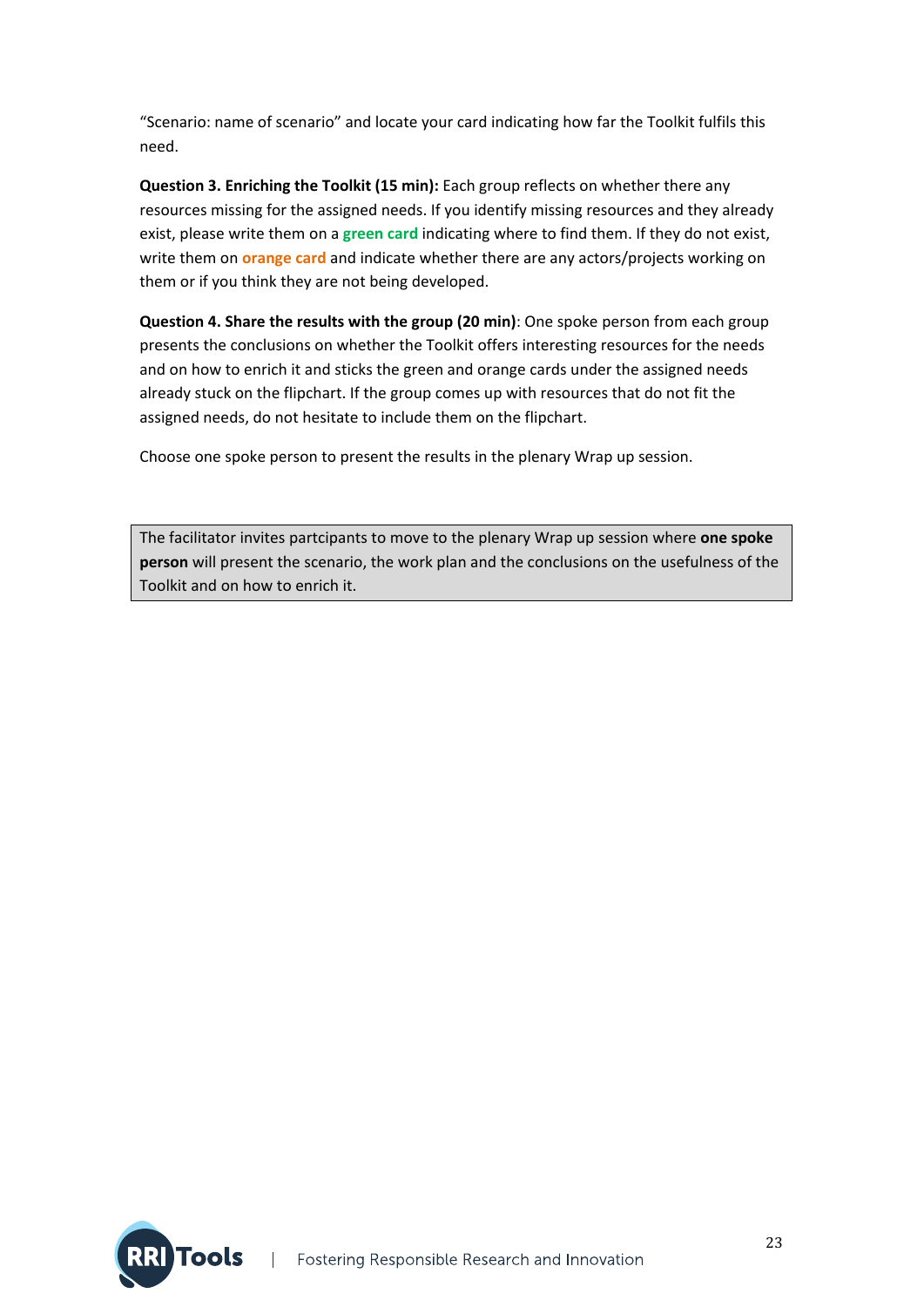"Scenario: name of scenario" and locate your card indicating how far the Toolkit fulfils this need.

**Question 3. Enriching the Toolkit (15 min):** Each group reflects on whether there any resources missing for the assigned needs. If you identify missing resources and they already exist, please write them on a **green card** indicating where to find them. If they do not exist, write them on **orange card** and indicate whether there are any actors/projects working on them or if you think they are not being developed.

**Question 4. Share the results with the group (20 min)**: One spoke person from each group presents the conclusions on whether the Toolkit offers interesting resources for the needs and on how to enrich it and sticks the green and orange cards under the assigned needs already stuck on the flipchart. If the group comes up with resources that do not fit the assigned needs, do not hesitate to include them on the flipchart.

Choose one spoke person to present the results in the plenary Wrap up session.

> The facilitator invites partcipants to move to the plenary Wrap up session where **one spoke person** will present the scenario, the work plan and the conclusions on the usefulness of the Toolkit and on how to enrich it.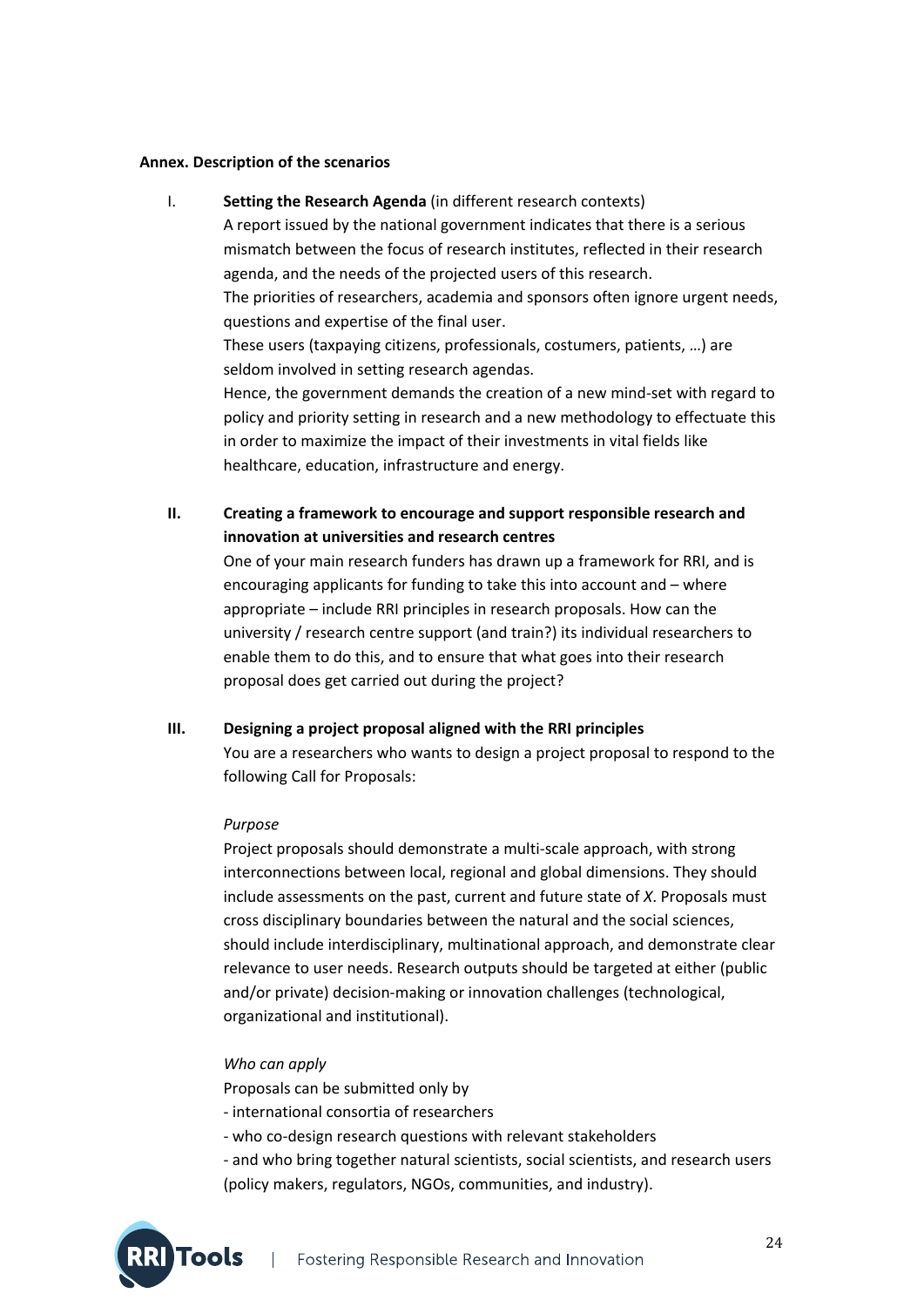**Annex. Description of the scenarios**

I. **Setting the Research Agenda** (in different research contexts)

A report issued by the national government indicates that there is a serious mismatch between the focus of research institutes, reflected in their research agenda, and the needs of the projected users of this research.

The priorities of researchers, academia and sponsors often ignore urgent needs, questions and expertise of the final user.

These users (taxpaying citizens, professionals, costumers, patients, …) are seldom involved in setting research agendas.

Hence, the government demands the creation of a new mind-set with regard to policy and priority setting in research and a new methodology to effectuate this in order to maximize the impact of their investments in vital fields like healthcare, education, infrastructure and energy.

**II. Creating a framework to encourage and support responsible research and innovation at universities and research centres**

One of your main research funders has drawn up a framework for RRI, and is encouraging applicants for funding to take this into account and – where appropriate – include RRI principles in research proposals. How can the university / research centre support (and train?) its individual researchers to enable them to do this, and to ensure that what goes into their research proposal does get carried out during the project?

**III. Designing a project proposal aligned with the RRI principles**

You are a researchers who wants to design a project proposal to respond to the following Call for Proposals:

*Purpose*

Project proposals should demonstrate a multi-scale approach, with strong interconnections between local, regional and global dimensions. They should include assessments on the past, current and future state of *X*. Proposals must cross disciplinary boundaries between the natural and the social sciences, should include interdisciplinary, multinational approach, and demonstrate clear relevance to user needs. Research outputs should be targeted at either (public and/or private) decision-making or innovation challenges (technological, organizational and institutional).

*Who can apply*

Proposals can be submitted only by

- international consortia of researchers
- who co-design research questions with relevant stakeholders
- and who bring together natural scientists, social scientists, and research users (policy makers, regulators, NGOs, communities, and industry).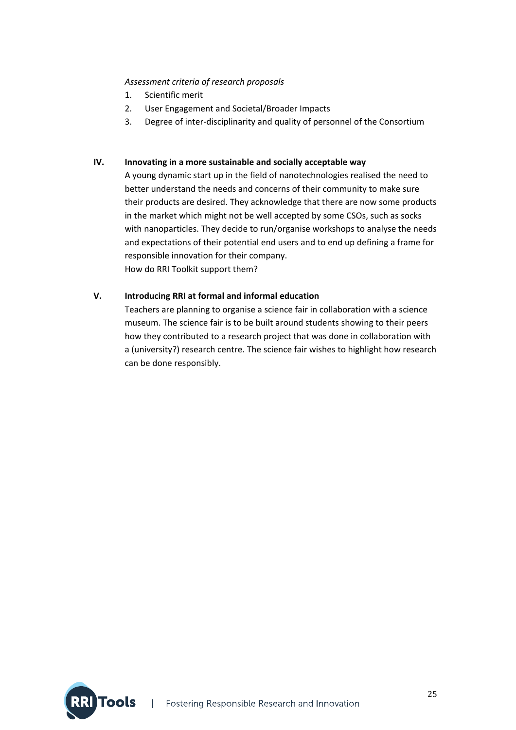*Assessment criteria of research proposals*

1. Scientific merit
2. User Engagement and Societal/Broader Impacts
3. Degree of inter-disciplinarity and quality of personnel of the Consortium

**IV. Innovating in a more sustainable and socially acceptable way**

A young dynamic start up in the field of nanotechnologies realised the need to better understand the needs and concerns of their community to make sure their products are desired. They acknowledge that there are now some products in the market which might not be well accepted by some CSOs, such as socks with nanoparticles. They decide to run/organise workshops to analyse the needs and expectations of their potential end users and to end up defining a frame for responsible innovation for their company.

How do RRI Toolkit support them?

**V. Introducing RRI at formal and informal education**

Teachers are planning to organise a science fair in collaboration with a science museum. The science fair is to be built around students showing to their peers how they contributed to a research project that was done in collaboration with a (university?) research centre. The science fair wishes to highlight how research can be done responsibly.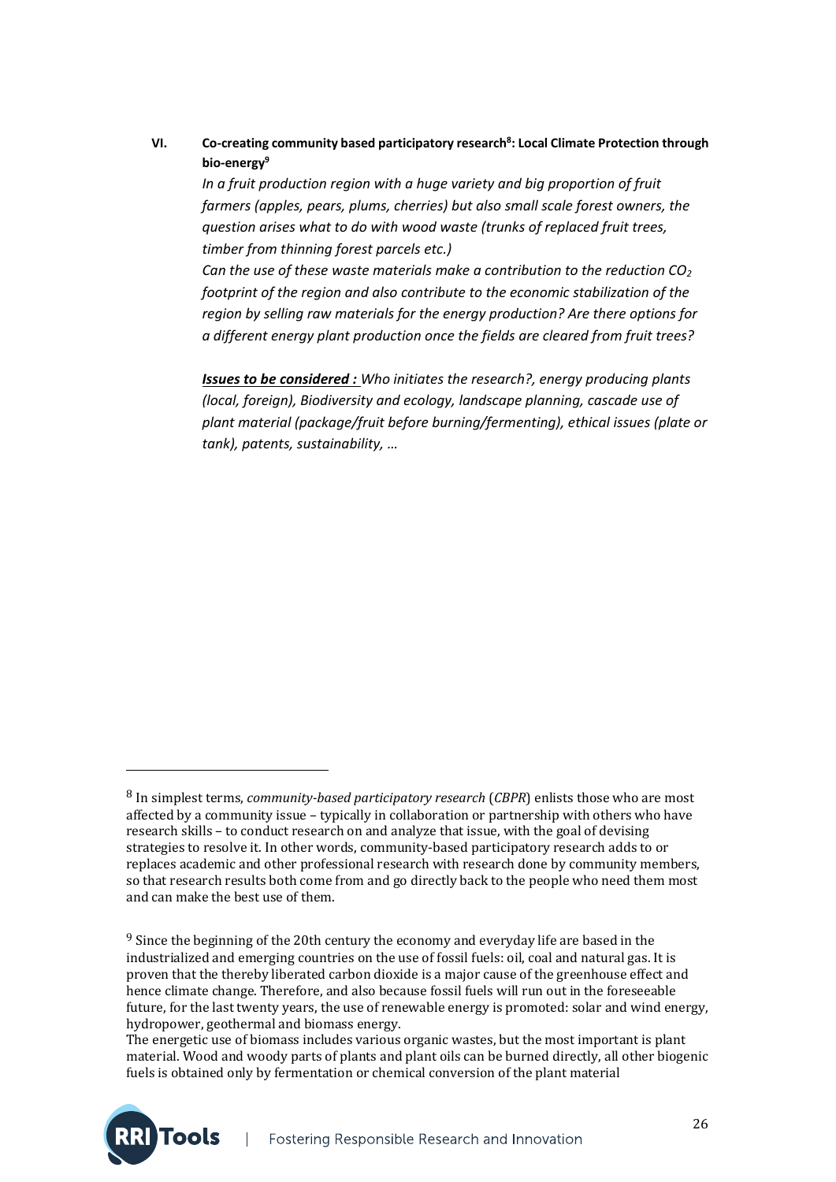**VI. Co-creating community based participatory research[8]: Local Climate Protection through bio-energy[9]**

*In a fruit production region with a huge variety and big proportion of fruit farmers (apples, pears, plums, cherries) but also small scale forest owners, the question arises what to do with wood waste (trunks of replaced fruit trees, timber from thinning forest parcels etc.)*

*Can the use of these waste materials make a contribution to the reduction $CO_2$ footprint of the region and also contribute to the economic stabilization of the region by selling raw materials for the energy production? Are there options for a different energy plant production once the fields are cleared from fruit trees?*

***Issues to be considered :*** *Who initiates the research?, energy producing plants (local, foreign), Biodiversity and ecology, landscape planning, cascade use of plant material (package/fruit before burning/fermenting), ethical issues (plate or tank), patents, sustainability, …*

---

[8] In simplest terms, *community-based participatory research* (*CBPR*) enlists those who are most affected by a community issue – typically in collaboration or partnership with others who have research skills – to conduct research on and analyze that issue, with the goal of devising strategies to resolve it. In other words, community-based participatory research adds to or replaces academic and other professional research with research done by community members, so that research results both come from and go directly back to the people who need them most and can make the best use of them.

[9] Since the beginning of the 20th century the economy and everyday life are based in the industrialized and emerging countries on the use of fossil fuels: oil, coal and natural gas. It is proven that the thereby liberated carbon dioxide is a major cause of the greenhouse effect and hence climate change. Therefore, and also because fossil fuels will run out in the foreseeable future, for the last twenty years, the use of renewable energy is promoted: solar and wind energy, hydropower, geothermal and biomass energy.
The energetic use of biomass includes various organic wastes, but the most important is plant material. Wood and woody parts of plants and plant oils can be burned directly, all other biogenic fuels is obtained only by fermentation or chemical conversion of the plant material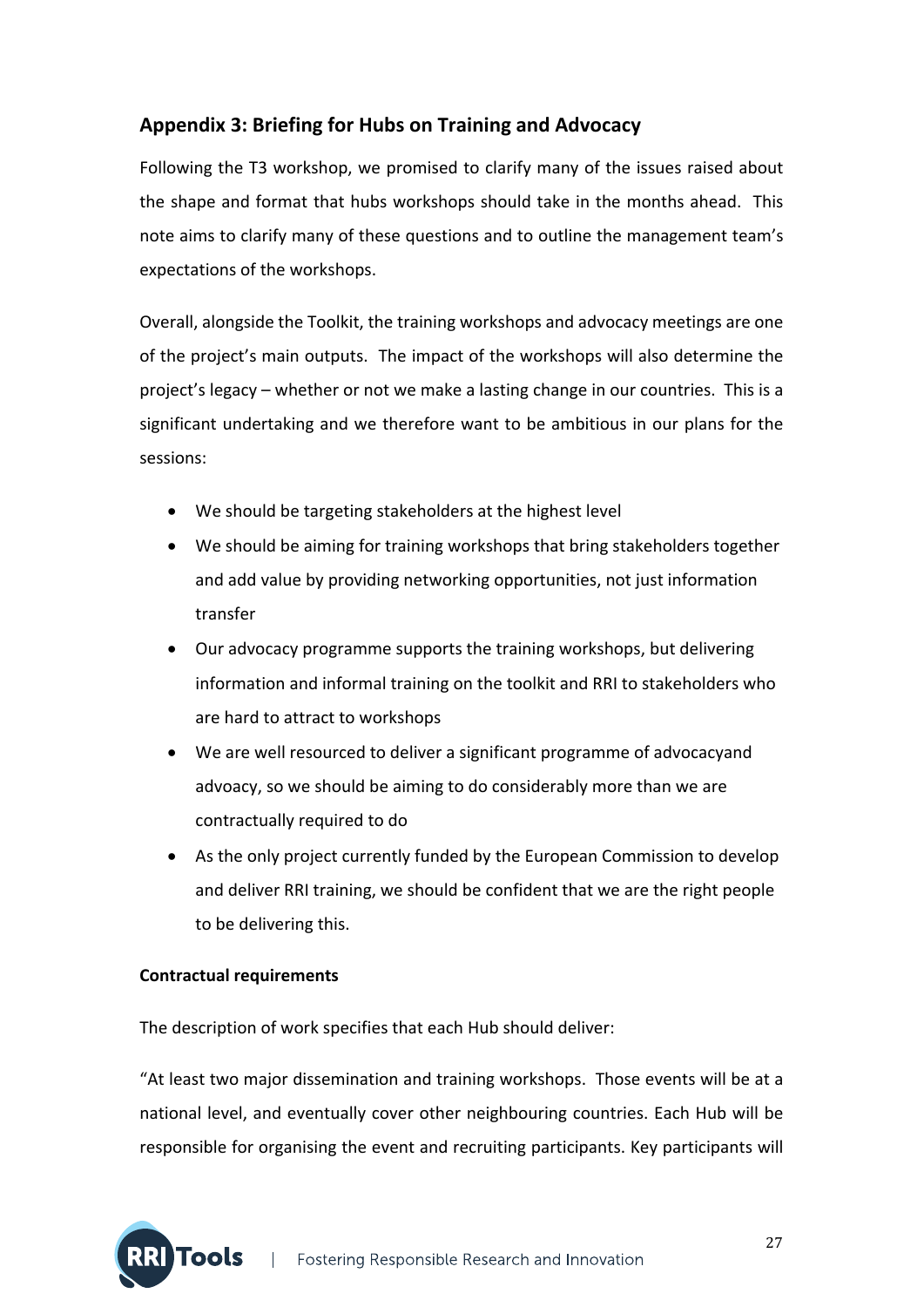## Appendix 3: Briefing for Hubs on Training and Advocacy

Following the T3 workshop, we promised to clarify many of the issues raised about the shape and format that hubs workshops should take in the months ahead. This note aims to clarify many of these questions and to outline the management team's expectations of the workshops.

Overall, alongside the Toolkit, the training workshops and advocacy meetings are one of the project's main outputs. The impact of the workshops will also determine the project's legacy – whether or not we make a lasting change in our countries. This is a significant undertaking and we therefore want to be ambitious in our plans for the sessions:

- We should be targeting stakeholders at the highest level
- We should be aiming for training workshops that bring stakeholders together and add value by providing networking opportunities, not just information transfer
- Our advocacy programme supports the training workshops, but delivering information and informal training on the toolkit and RRI to stakeholders who are hard to attract to workshops
- We are well resourced to deliver a significant programme of advocacyand advoacy, so we should be aiming to do considerably more than we are contractually required to do
- As the only project currently funded by the European Commission to develop and deliver RRI training, we should be confident that we are the right people to be delivering this.

**Contractual requirements**

The description of work specifies that each Hub should deliver:

"At least two major dissemination and training workshops. Those events will be at a national level, and eventually cover other neighbouring countries. Each Hub will be responsible for organising the event and recruiting participants. Key participants will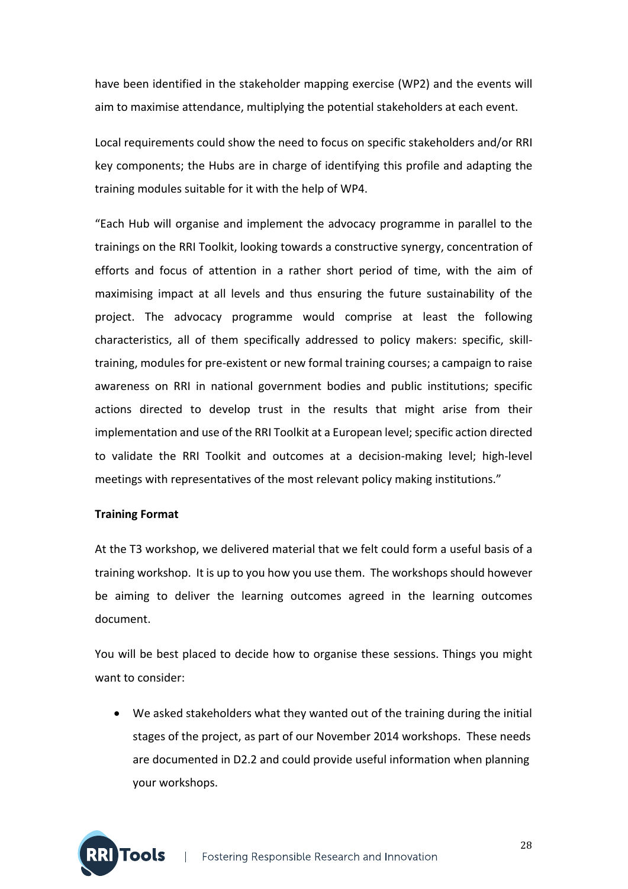have been identified in the stakeholder mapping exercise (WP2) and the events will aim to maximise attendance, multiplying the potential stakeholders at each event.

Local requirements could show the need to focus on specific stakeholders and/or RRI key components; the Hubs are in charge of identifying this profile and adapting the training modules suitable for it with the help of WP4.

"Each Hub will organise and implement the advocacy programme in parallel to the trainings on the RRI Toolkit, looking towards a constructive synergy, concentration of efforts and focus of attention in a rather short period of time, with the aim of maximising impact at all levels and thus ensuring the future sustainability of the project. The advocacy programme would comprise at least the following characteristics, all of them specifically addressed to policy makers: specific, skill-training, modules for pre-existent or new formal training courses; a campaign to raise awareness on RRI in national government bodies and public institutions; specific actions directed to develop trust in the results that might arise from their implementation and use of the RRI Toolkit at a European level; specific action directed to validate the RRI Toolkit and outcomes at a decision-making level; high-level meetings with representatives of the most relevant policy making institutions."

**Training Format**

At the T3 workshop, we delivered material that we felt could form a useful basis of a training workshop. It is up to you how you use them. The workshops should however be aiming to deliver the learning outcomes agreed in the learning outcomes document.

You will be best placed to decide how to organise these sessions. Things you might want to consider:

- We asked stakeholders what they wanted out of the training during the initial stages of the project, as part of our November 2014 workshops. These needs are documented in D2.2 and could provide useful information when planning your workshops.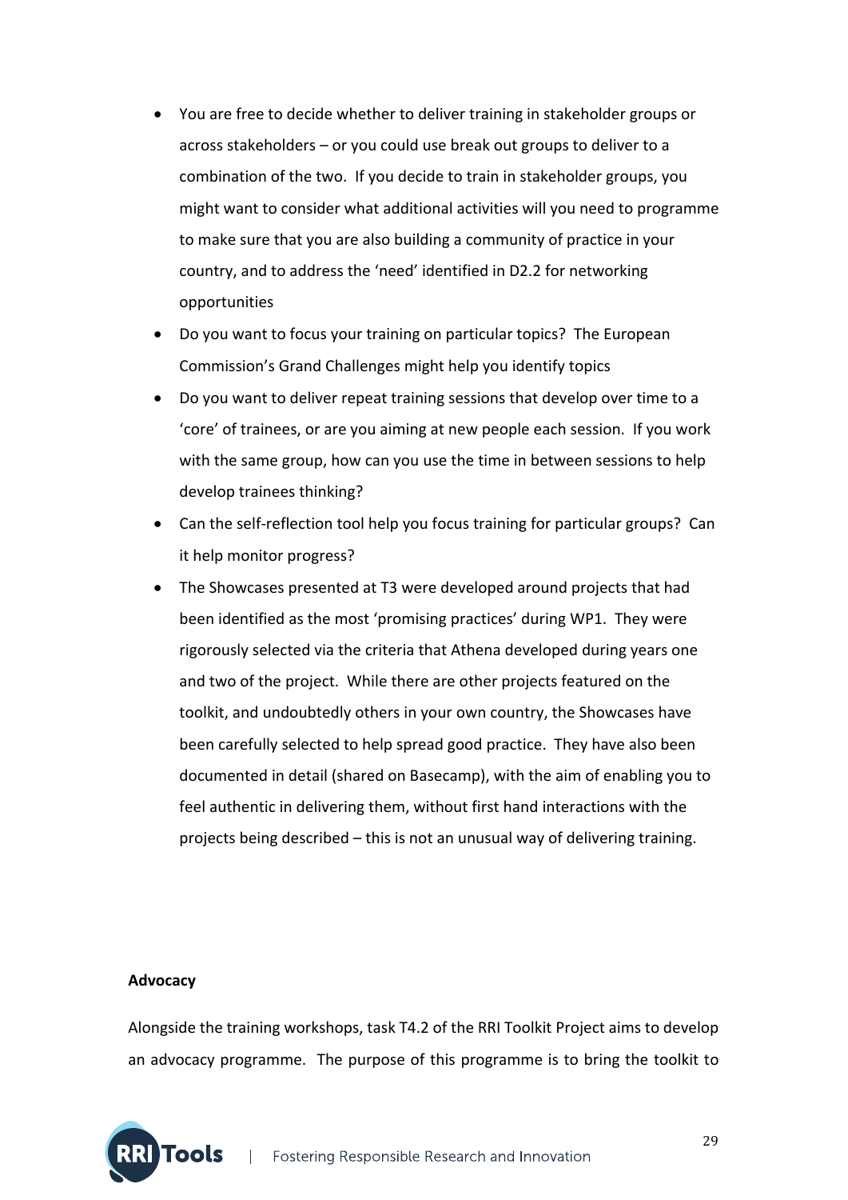- You are free to decide whether to deliver training in stakeholder groups or across stakeholders – or you could use break out groups to deliver to a combination of the two. If you decide to train in stakeholder groups, you might want to consider what additional activities will you need to programme to make sure that you are also building a community of practice in your country, and to address the 'need' identified in D2.2 for networking opportunities
- Do you want to focus your training on particular topics? The European Commission's Grand Challenges might help you identify topics
- Do you want to deliver repeat training sessions that develop over time to a 'core' of trainees, or are you aiming at new people each session. If you work with the same group, how can you use the time in between sessions to help develop trainees thinking?
- Can the self-reflection tool help you focus training for particular groups? Can it help monitor progress?
- The Showcases presented at T3 were developed around projects that had been identified as the most 'promising practices' during WP1. They were rigorously selected via the criteria that Athena developed during years one and two of the project. While there are other projects featured on the toolkit, and undoubtedly others in your own country, the Showcases have been carefully selected to help spread good practice. They have also been documented in detail (shared on Basecamp), with the aim of enabling you to feel authentic in delivering them, without first hand interactions with the projects being described – this is not an unusual way of delivering training.

**Advocacy**

Alongside the training workshops, task T4.2 of the RRI Toolkit Project aims to develop an advocacy programme. The purpose of this programme is to bring the toolkit to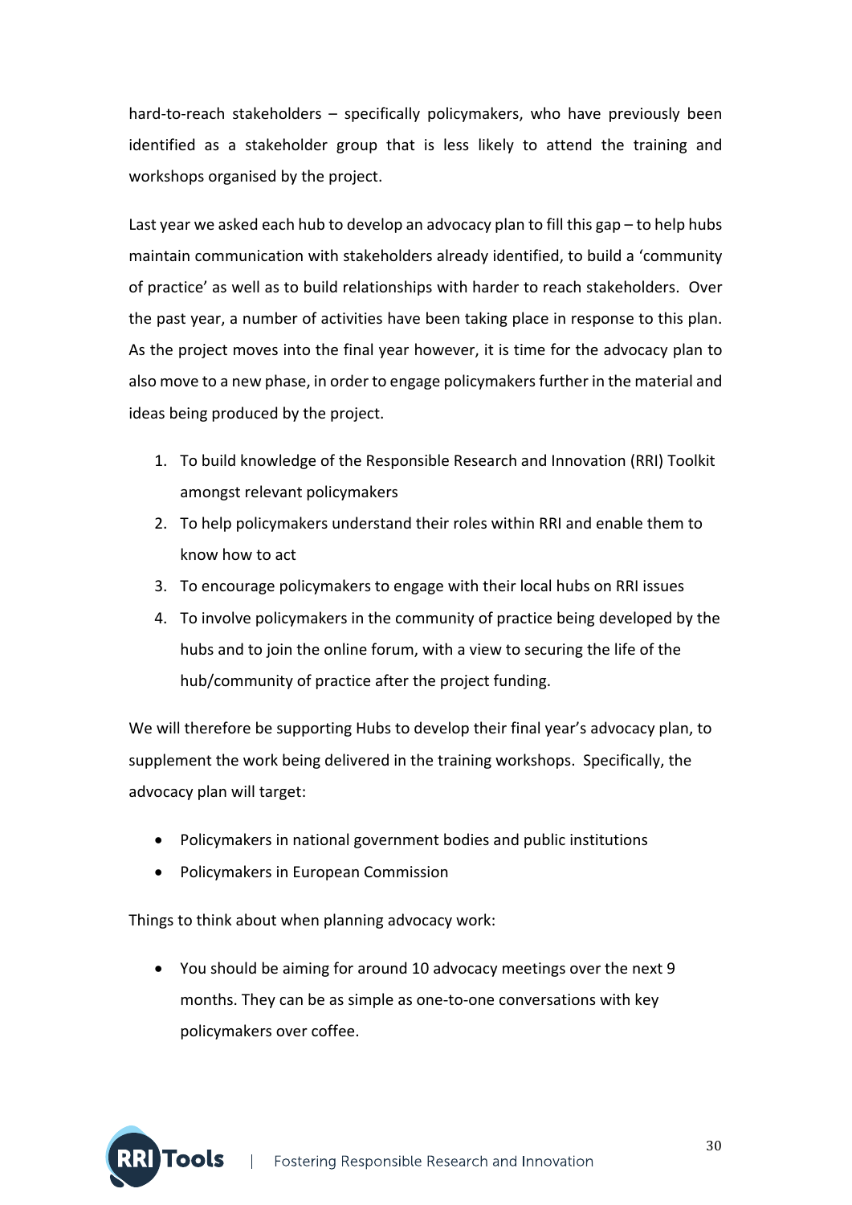hard-to-reach stakeholders – specifically policymakers, who have previously been identified as a stakeholder group that is less likely to attend the training and workshops organised by the project.

Last year we asked each hub to develop an advocacy plan to fill this gap – to help hubs maintain communication with stakeholders already identified, to build a 'community of practice' as well as to build relationships with harder to reach stakeholders. Over the past year, a number of activities have been taking place in response to this plan. As the project moves into the final year however, it is time for the advocacy plan to also move to a new phase, in order to engage policymakers further in the material and ideas being produced by the project.

1. To build knowledge of the Responsible Research and Innovation (RRI) Toolkit amongst relevant policymakers
2. To help policymakers understand their roles within RRI and enable them to know how to act
3. To encourage policymakers to engage with their local hubs on RRI issues
4. To involve policymakers in the community of practice being developed by the hubs and to join the online forum, with a view to securing the life of the hub/community of practice after the project funding.

We will therefore be supporting Hubs to develop their final year's advocacy plan, to supplement the work being delivered in the training workshops. Specifically, the advocacy plan will target:

- Policymakers in national government bodies and public institutions
- Policymakers in European Commission

Things to think about when planning advocacy work:

- You should be aiming for around 10 advocacy meetings over the next 9 months. They can be as simple as one-to-one conversations with key policymakers over coffee.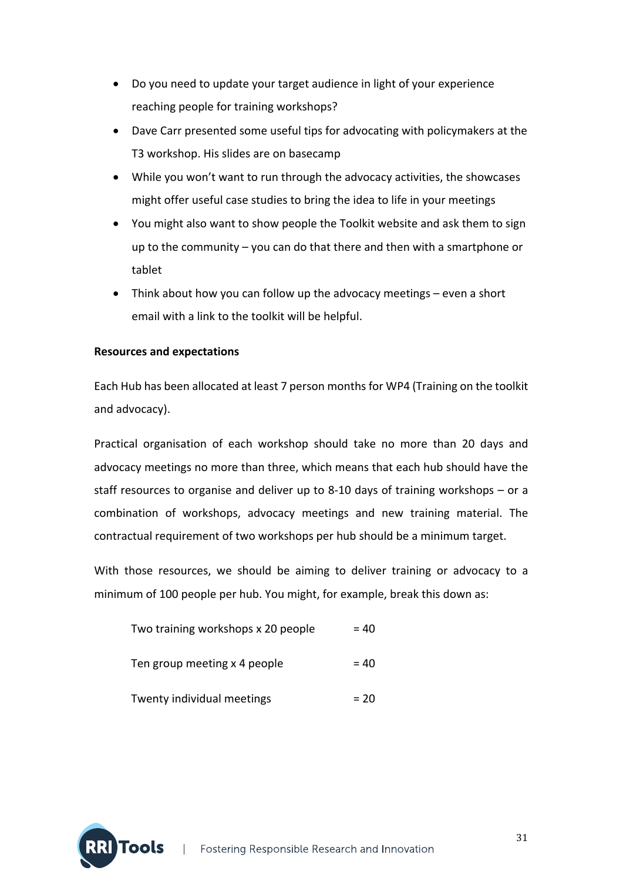- Do you need to update your target audience in light of your experience reaching people for training workshops?
- Dave Carr presented some useful tips for advocating with policymakers at the T3 workshop. His slides are on basecamp
- While you won't want to run through the advocacy activities, the showcases might offer useful case studies to bring the idea to life in your meetings
- You might also want to show people the Toolkit website and ask them to sign up to the community – you can do that there and then with a smartphone or tablet
- Think about how you can follow up the advocacy meetings – even a short email with a link to the toolkit will be helpful.

**Resources and expectations**

Each Hub has been allocated at least 7 person months for WP4 (Training on the toolkit and advocacy).

Practical organisation of each workshop should take no more than 20 days and advocacy meetings no more than three, which means that each hub should have the staff resources to organise and deliver up to 8-10 days of training workshops – or a combination of workshops, advocacy meetings and new training material. The contractual requirement of two workshops per hub should be a minimum target.

With those resources, we should be aiming to deliver training or advocacy to a minimum of 100 people per hub. You might, for example, break this down as:

| | |
|---|---|
| Two training workshops x 20 people | = 40 |
| Ten group meeting x 4 people | = 40 |
| Twenty individual meetings | = 20 |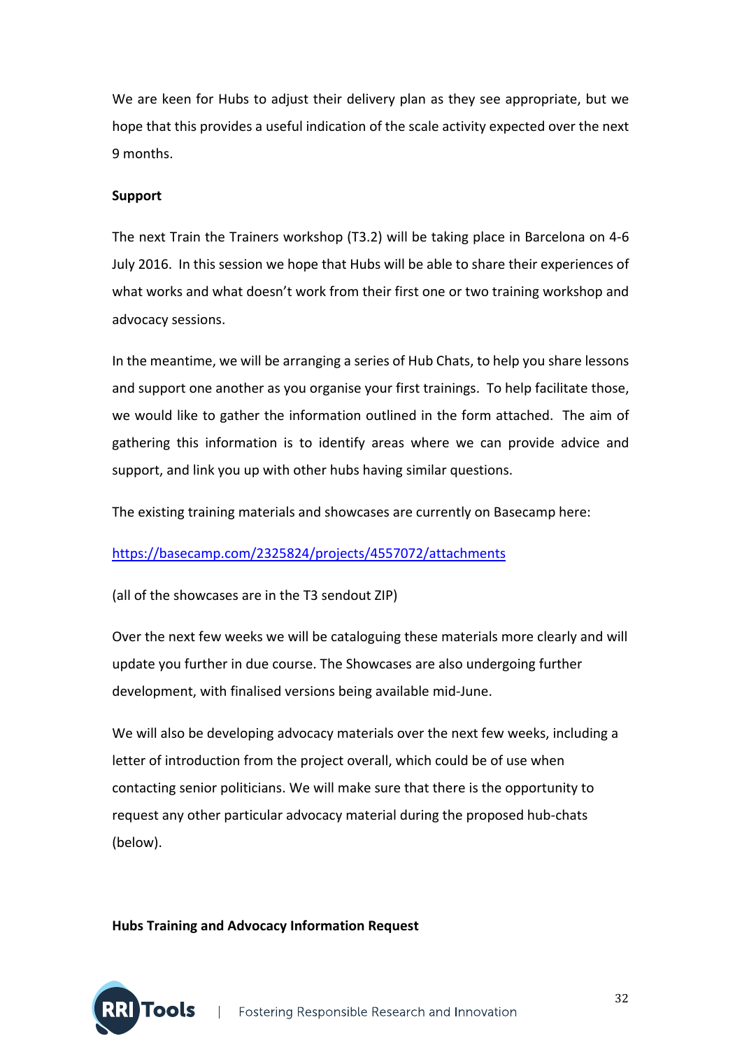We are keen for Hubs to adjust their delivery plan as they see appropriate, but we hope that this provides a useful indication of the scale activity expected over the next 9 months.

**Support**

The next Train the Trainers workshop (T3.2) will be taking place in Barcelona on 4-6 July 2016. In this session we hope that Hubs will be able to share their experiences of what works and what doesn't work from their first one or two training workshop and advocacy sessions.

In the meantime, we will be arranging a series of Hub Chats, to help you share lessons and support one another as you organise your first trainings. To help facilitate those, we would like to gather the information outlined in the form attached. The aim of gathering this information is to identify areas where we can provide advice and support, and link you up with other hubs having similar questions.

The existing training materials and showcases are currently on Basecamp here:

https://basecamp.com/2325824/projects/4557072/attachments

(all of the showcases are in the T3 sendout ZIP)

Over the next few weeks we will be cataloguing these materials more clearly and will update you further in due course. The Showcases are also undergoing further development, with finalised versions being available mid-June.

We will also be developing advocacy materials over the next few weeks, including a letter of introduction from the project overall, which could be of use when contacting senior politicians. We will make sure that there is the opportunity to request any other particular advocacy material during the proposed hub-chats (below).

**Hubs Training and Advocacy Information Request**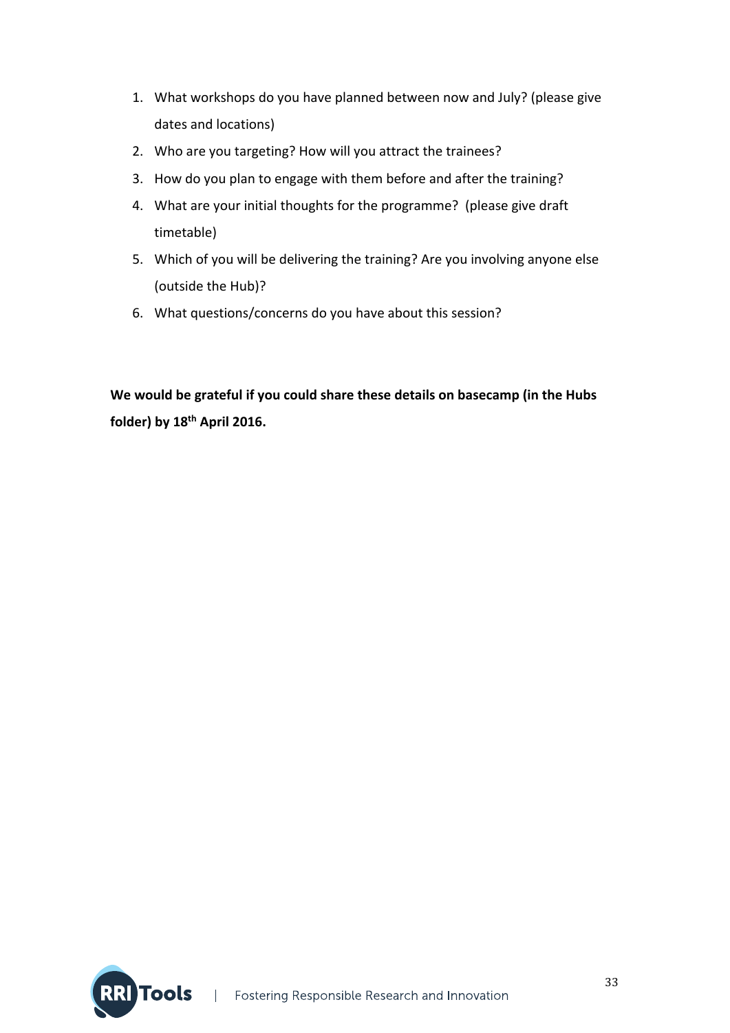1. What workshops do you have planned between now and July? (please give dates and locations)
2. Who are you targeting? How will you attract the trainees?
3. How do you plan to engage with them before and after the training?
4. What are your initial thoughts for the programme? (please give draft timetable)
5. Which of you will be delivering the training? Are you involving anyone else (outside the Hub)?
6. What questions/concerns do you have about this session?

**We would be grateful if you could share these details on basecamp (in the Hubs folder) by 18th April 2016.**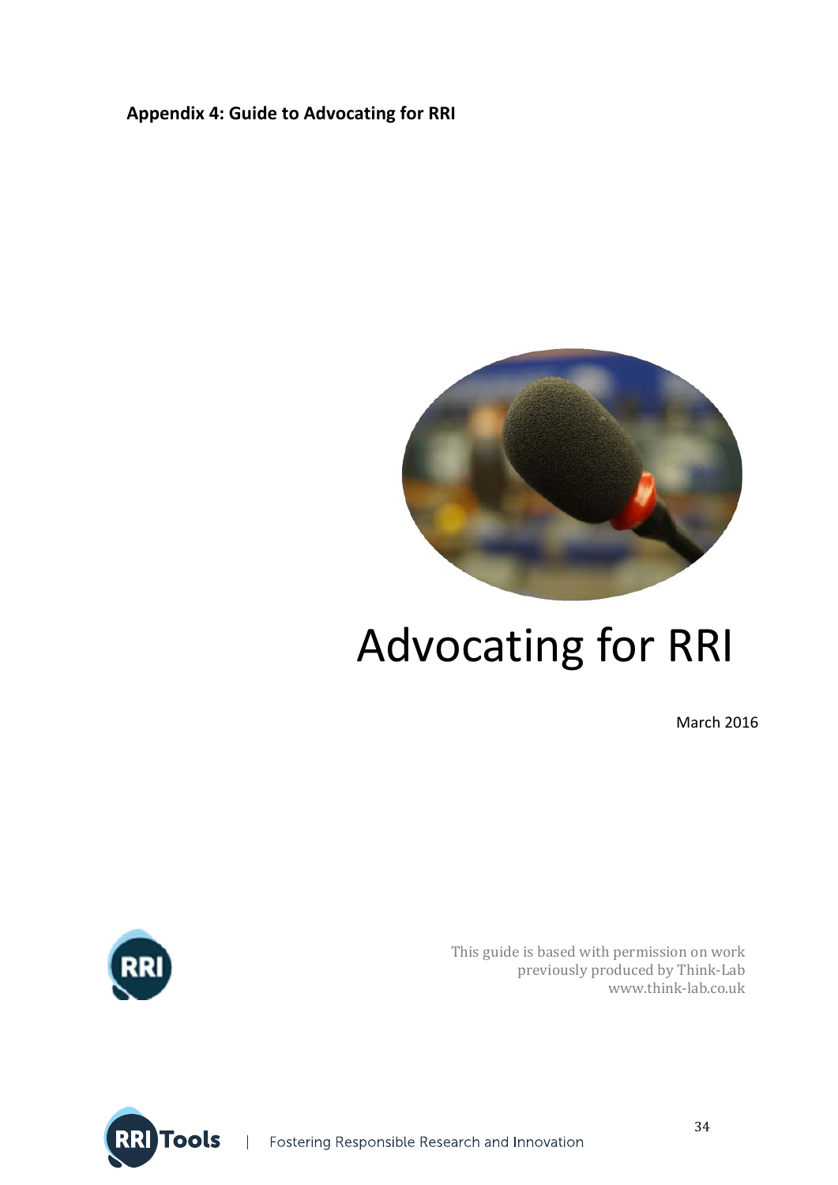**Appendix 4: Guide to Advocating for RRI**

# Advocating for RRI

March 2016

This guide is based with permission on work previously produced by Think-Lab www.think-lab.co.uk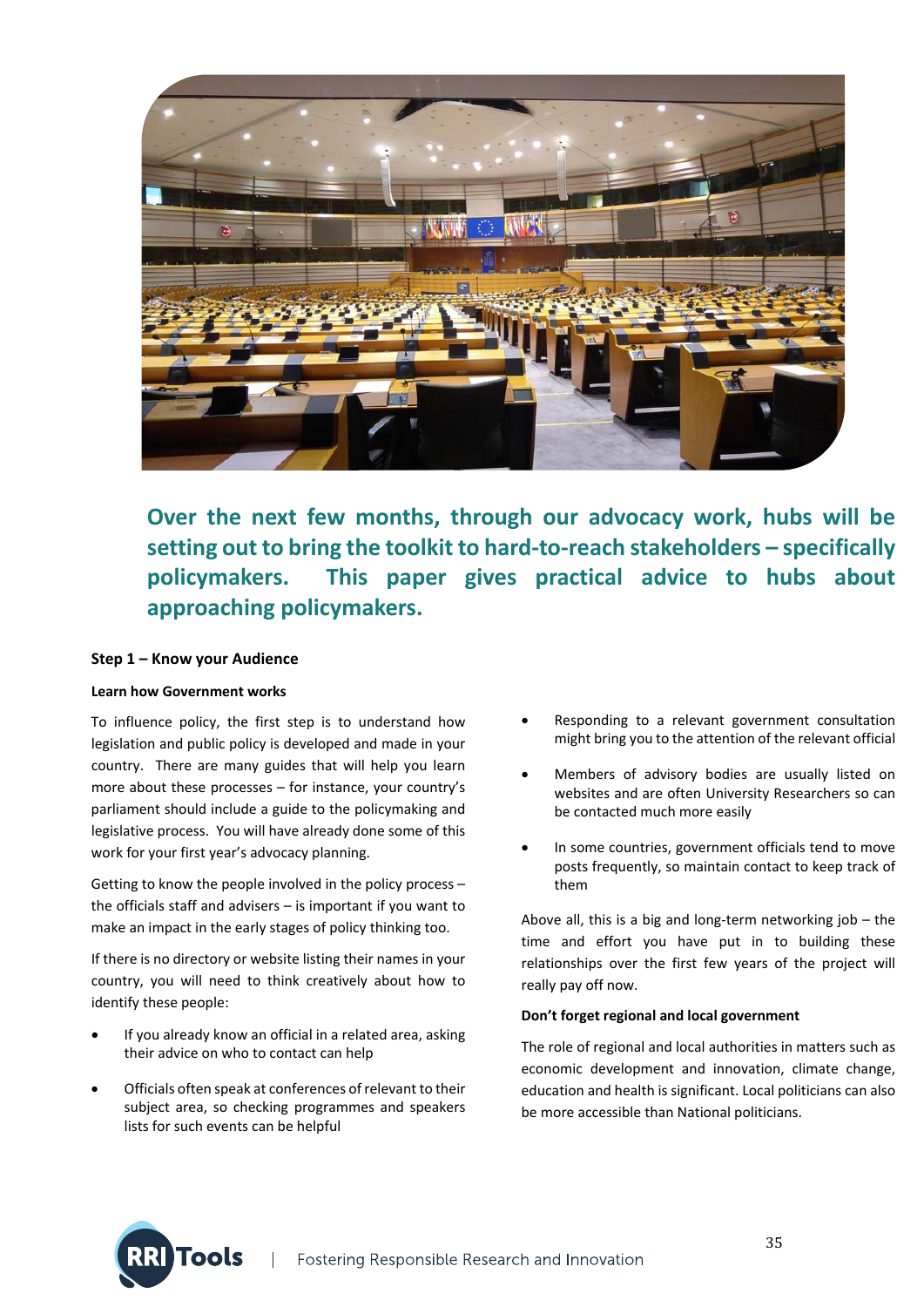**Over the next few months, through our advocacy work, hubs will be setting out to bring the toolkit to hard-to-reach stakeholders – specifically policymakers. This paper gives practical advice to hubs about approaching policymakers.**

### Step 1 – Know your Audience

#### Learn how Government works

To influence policy, the first step is to understand how legislation and public policy is developed and made in your country. There are many guides that will help you learn more about these processes – for instance, your country's parliament should include a guide to the policymaking and legislative process. You will have already done some of this work for your first year's advocacy planning.

Getting to know the people involved in the policy process – the officials staff and advisers – is important if you want to make an impact in the early stages of policy thinking too.

If there is no directory or website listing their names in your country, you will need to think creatively about how to identify these people:

- If you already know an official in a related area, asking their advice on who to contact can help
- Officials often speak at conferences of relevant to their subject area, so checking programmes and speakers lists for such events can be helpful
- Responding to a relevant government consultation might bring you to the attention of the relevant official
- Members of advisory bodies are usually listed on websites and are often University Researchers so can be contacted much more easily
- In some countries, government officials tend to move posts frequently, so maintain contact to keep track of them

Above all, this is a big and long-term networking job – the time and effort you have put in to building these relationships over the first few years of the project will really pay off now.

#### Don't forget regional and local government

The role of regional and local authorities in matters such as economic development and innovation, climate change, education and health is significant. Local politicians can also be more accessible than National politicians.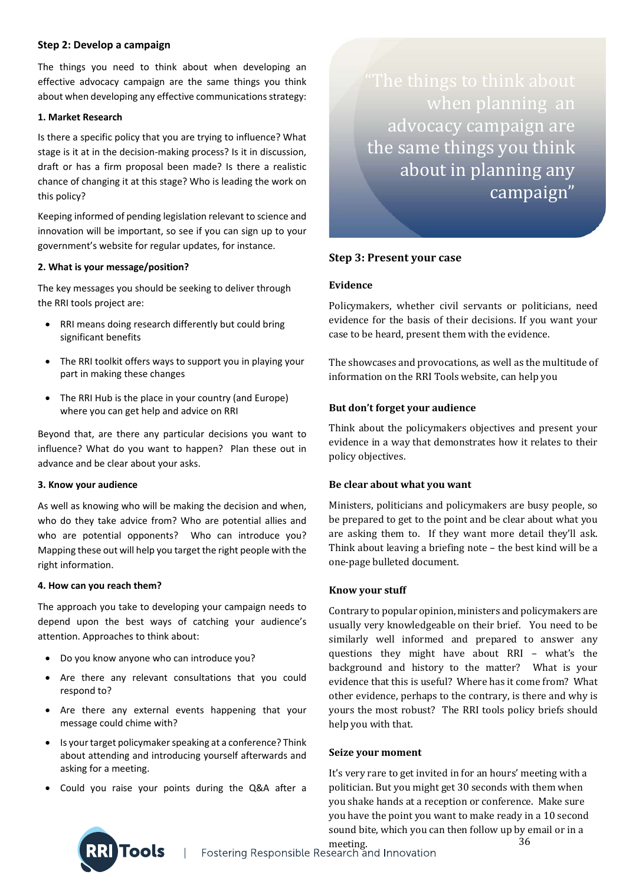## Step 2: Develop a campaign

The things you need to think about when developing an effective advocacy campaign are the same things you think about when developing any effective communications strategy:

### 1. Market Research

Is there a specific policy that you are trying to influence? What stage is it at in the decision-making process? Is it in discussion, draft or has a firm proposal been made? Is there a realistic chance of changing it at this stage? Who is leading the work on this policy?

Keeping informed of pending legislation relevant to science and innovation will be important, so see if you can sign up to your government's website for regular updates, for instance.

### 2. What is your message/position?

The key messages you should be seeking to deliver through the RRI tools project are:

- RRI means doing research differently but could bring significant benefits
- The RRI toolkit offers ways to support you in playing your part in making these changes
- The RRI Hub is the place in your country (and Europe) where you can get help and advice on RRI

Beyond that, are there any particular decisions you want to influence? What do you want to happen? Plan these out in advance and be clear about your asks.

### 3. Know your audience

As well as knowing who will be making the decision and when, who do they take advice from? Who are potential allies and who are potential opponents? Who can introduce you? Mapping these out will help you target the right people with the right information.

### 4. How can you reach them?

The approach you take to developing your campaign needs to depend upon the best ways of catching your audience's attention. Approaches to think about:

- Do you know anyone who can introduce you?
- Are there any relevant consultations that you could respond to?
- Are there any external events happening that your message could chime with?
- Is your target policymaker speaking at a conference? Think about attending and introducing yourself afterwards and asking for a meeting.
- Could you raise your points during the Q&A after a

> "The things to think about when planning an advocacy campaign are the same things you think about in planning any campaign"

## Step 3: Present your case

### Evidence

Policymakers, whether civil servants or politicians, need evidence for the basis of their decisions. If you want your case to be heard, present them with the evidence.

The showcases and provocations, as well as the multitude of information on the RRI Tools website, can help you

### But don't forget your audience

Think about the policymakers objectives and present your evidence in a way that demonstrates how it relates to their policy objectives.

### Be clear about what you want

Ministers, politicians and policymakers are busy people, so be prepared to get to the point and be clear about what you are asking them to. If they want more detail they'll ask. Think about leaving a briefing note – the best kind will be a one-page bulleted document.

### Know your stuff

Contrary to popular opinion, ministers and policymakers are usually very knowledgeable on their brief. You need to be similarly well informed and prepared to answer any questions they might have about RRI – what's the background and history to the matter? What is your evidence that this is useful? Where has it come from? What other evidence, perhaps to the contrary, is there and why is yours the most robust? The RRI tools policy briefs should help you with that.

### Seize your moment

It's very rare to get invited in for an hours' meeting with a politician. But you might get 30 seconds with them when you shake hands at a reception or conference. Make sure you have the point you want to make ready in a 10 second sound bite, which you can then follow up by email or in a meeting.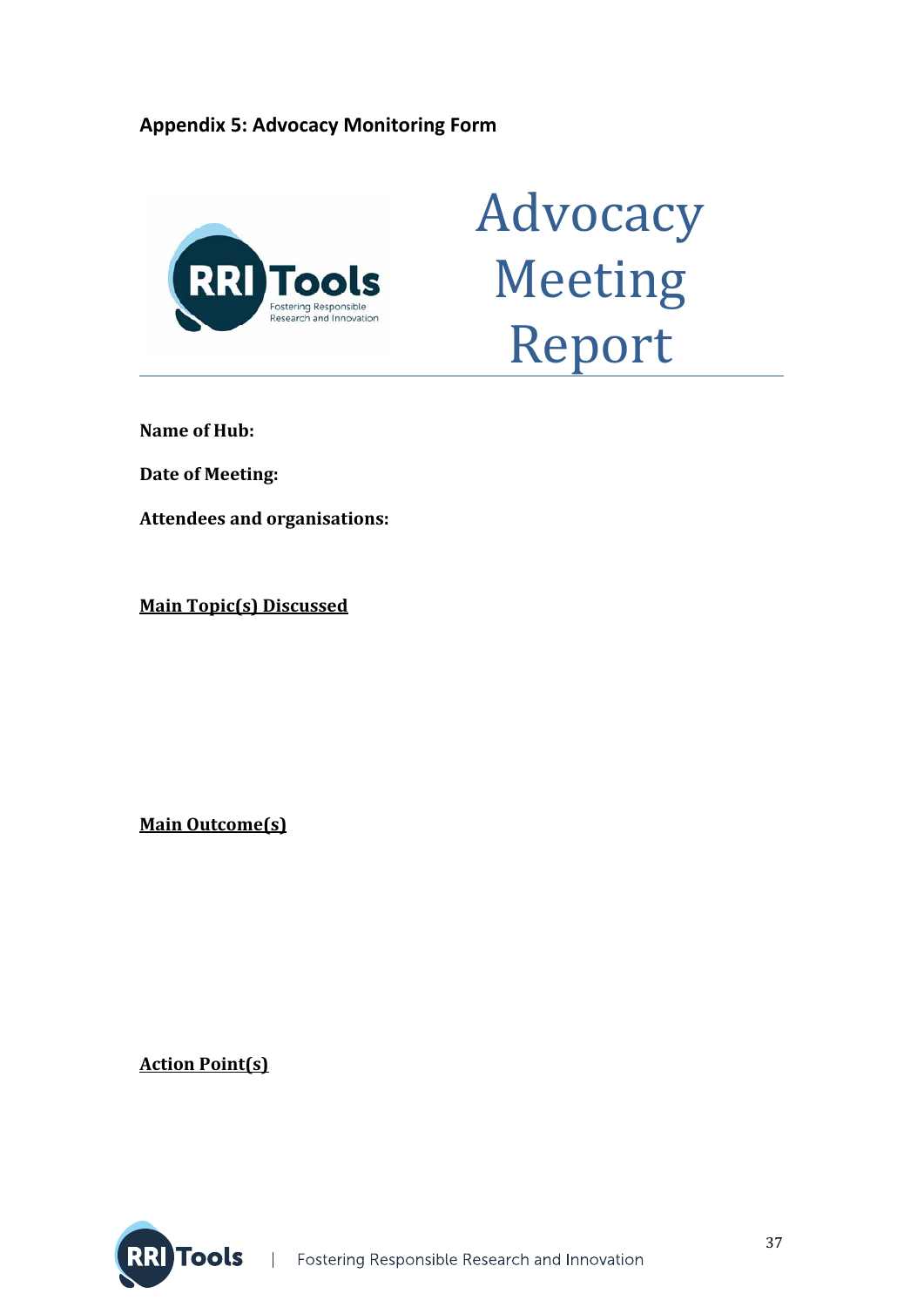## Appendix 5: Advocacy Monitoring Form

# Advocacy Meeting Report

**Name of Hub:**

**Date of Meeting:**

**Attendees and organisations:**

**Main Topic(s) Discussed**

**Main Outcome(s)**

**Action Point(s)**